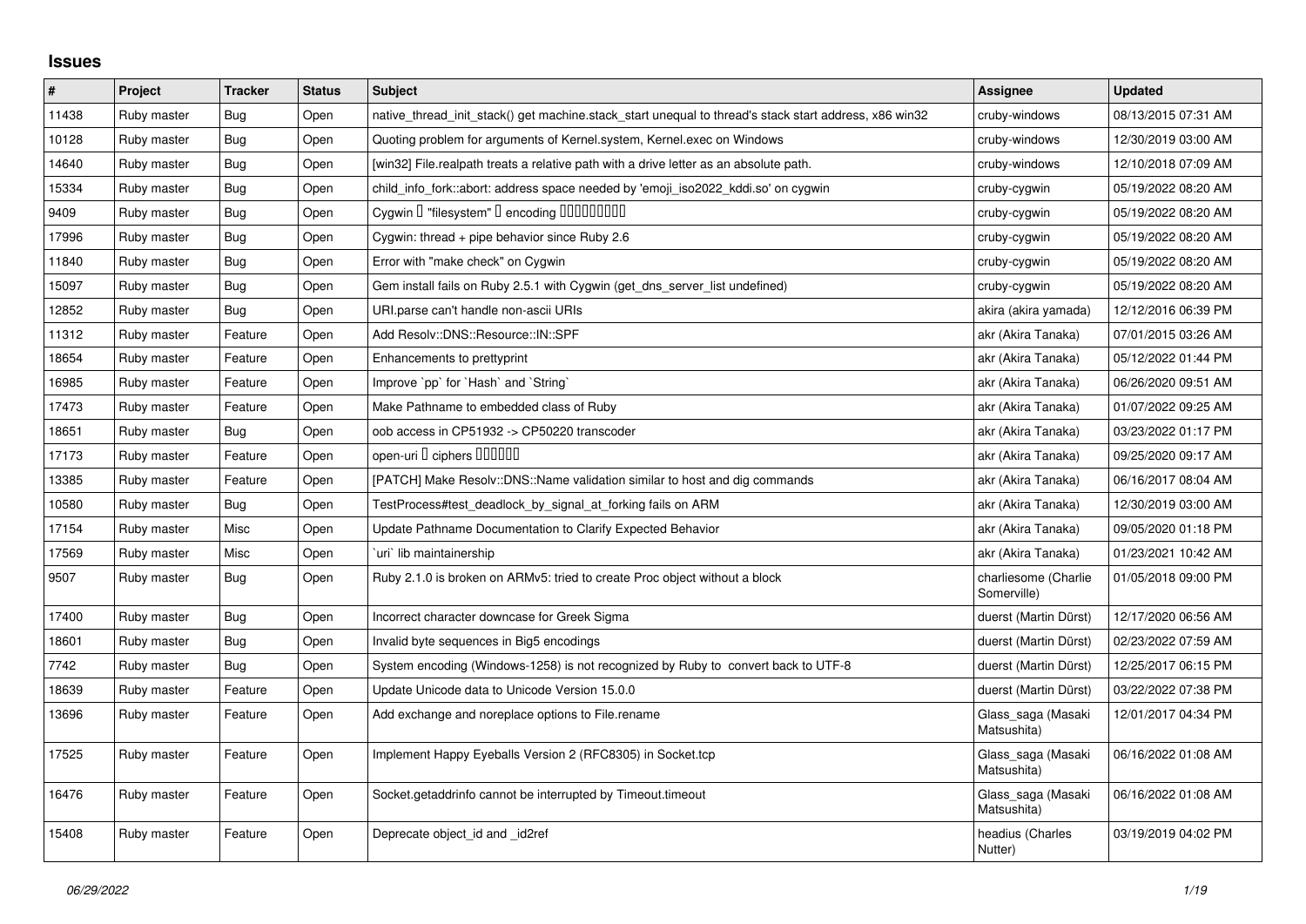## Issues

| # | Project | Tracker | Status | Subject | Assignee | Updated |
|---|---|---|---|---|---|---|
| 11438 | Ruby master | Bug | Open | native_thread_init_stack() get machine.stack_start unequal to thread's stack start address, x86 win32 | cruby-windows | 08/13/2015 07:31 AM |
| 10128 | Ruby master | Bug | Open | Quoting problem for arguments of Kernel.system, Kernel.exec on Windows | cruby-windows | 12/30/2019 03:00 AM |
| 14640 | Ruby master | Bug | Open | [win32] File.realpath treats a relative path with a drive letter as an absolute path. | cruby-windows | 12/10/2018 07:09 AM |
| 15334 | Ruby master | Bug | Open | child_info_fork::abort: address space needed by 'emoji_iso2022_kddi.so' on cygwin | cruby-cygwin | 05/19/2022 08:20 AM |
| 9409 | Ruby master | Bug | Open | Cygwin � "filesystem" � encoding ���������� | cruby-cygwin | 05/19/2022 08:20 AM |
| 17996 | Ruby master | Bug | Open | Cygwin: thread + pipe behavior since Ruby 2.6 | cruby-cygwin | 05/19/2022 08:20 AM |
| 11840 | Ruby master | Bug | Open | Error with "make check" on Cygwin | cruby-cygwin | 05/19/2022 08:20 AM |
| 15097 | Ruby master | Bug | Open | Gem install fails on Ruby 2.5.1 with Cygwin (get_dns_server_list undefined) | cruby-cygwin | 05/19/2022 08:20 AM |
| 12852 | Ruby master | Bug | Open | URI.parse can't handle non-ascii URIs | akira (akira yamada) | 12/12/2016 06:39 PM |
| 11312 | Ruby master | Feature | Open | Add Resolv::DNS::Resource::IN::SPF | akr (Akira Tanaka) | 07/01/2015 03:26 AM |
| 18654 | Ruby master | Feature | Open | Enhancements to prettyprint | akr (Akira Tanaka) | 05/12/2022 01:44 PM |
| 16985 | Ruby master | Feature | Open | Improve `pp` for `Hash` and `String` | akr (Akira Tanaka) | 06/26/2020 09:51 AM |
| 17473 | Ruby master | Feature | Open | Make Pathname to embedded class of Ruby | akr (Akira Tanaka) | 01/07/2022 09:25 AM |
| 18651 | Ruby master | Bug | Open | oob access in CP51932 -> CP50220 transcoder | akr (Akira Tanaka) | 03/23/2022 01:17 PM |
| 17173 | Ruby master | Feature | Open | open-uri � ciphers ������ | akr (Akira Tanaka) | 09/25/2020 09:17 AM |
| 13385 | Ruby master | Feature | Open | [PATCH] Make Resolv::DNS::Name validation similar to host and dig commands | akr (Akira Tanaka) | 06/16/2017 08:04 AM |
| 10580 | Ruby master | Bug | Open | TestProcess#test_deadlock_by_signal_at_forking fails on ARM | akr (Akira Tanaka) | 12/30/2019 03:00 AM |
| 17154 | Ruby master | Misc | Open | Update Pathname Documentation to Clarify Expected Behavior | akr (Akira Tanaka) | 09/05/2020 01:18 PM |
| 17569 | Ruby master | Misc | Open | `uri` lib maintainership | akr (Akira Tanaka) | 01/23/2021 10:42 AM |
| 9507 | Ruby master | Bug | Open | Ruby 2.1.0 is broken on ARMv5: tried to create Proc object without a block | charliesome (Charlie Somerville) | 01/05/2018 09:00 PM |
| 17400 | Ruby master | Bug | Open | Incorrect character downcase for Greek Sigma | duerst (Martin Dürst) | 12/17/2020 06:56 AM |
| 18601 | Ruby master | Bug | Open | Invalid byte sequences in Big5 encodings | duerst (Martin Dürst) | 02/23/2022 07:59 AM |
| 7742 | Ruby master | Bug | Open | System encoding (Windows-1258) is not recognized by Ruby to convert back to UTF-8 | duerst (Martin Dürst) | 12/25/2017 06:15 PM |
| 18639 | Ruby master | Feature | Open | Update Unicode data to Unicode Version 15.0.0 | duerst (Martin Dürst) | 03/22/2022 07:38 PM |
| 13696 | Ruby master | Feature | Open | Add exchange and noreplace options to File.rename | Glass_saga (Masaki Matsushita) | 12/01/2017 04:34 PM |
| 17525 | Ruby master | Feature | Open | Implement Happy Eyeballs Version 2 (RFC8305) in Socket.tcp | Glass_saga (Masaki Matsushita) | 06/16/2022 01:08 AM |
| 16476 | Ruby master | Feature | Open | Socket.getaddrinfo cannot be interrupted by Timeout.timeout | Glass_saga (Masaki Matsushita) | 06/16/2022 01:08 AM |
| 15408 | Ruby master | Feature | Open | Deprecate object_id and _id2ref | headius (Charles Nutter) | 03/19/2019 04:02 PM |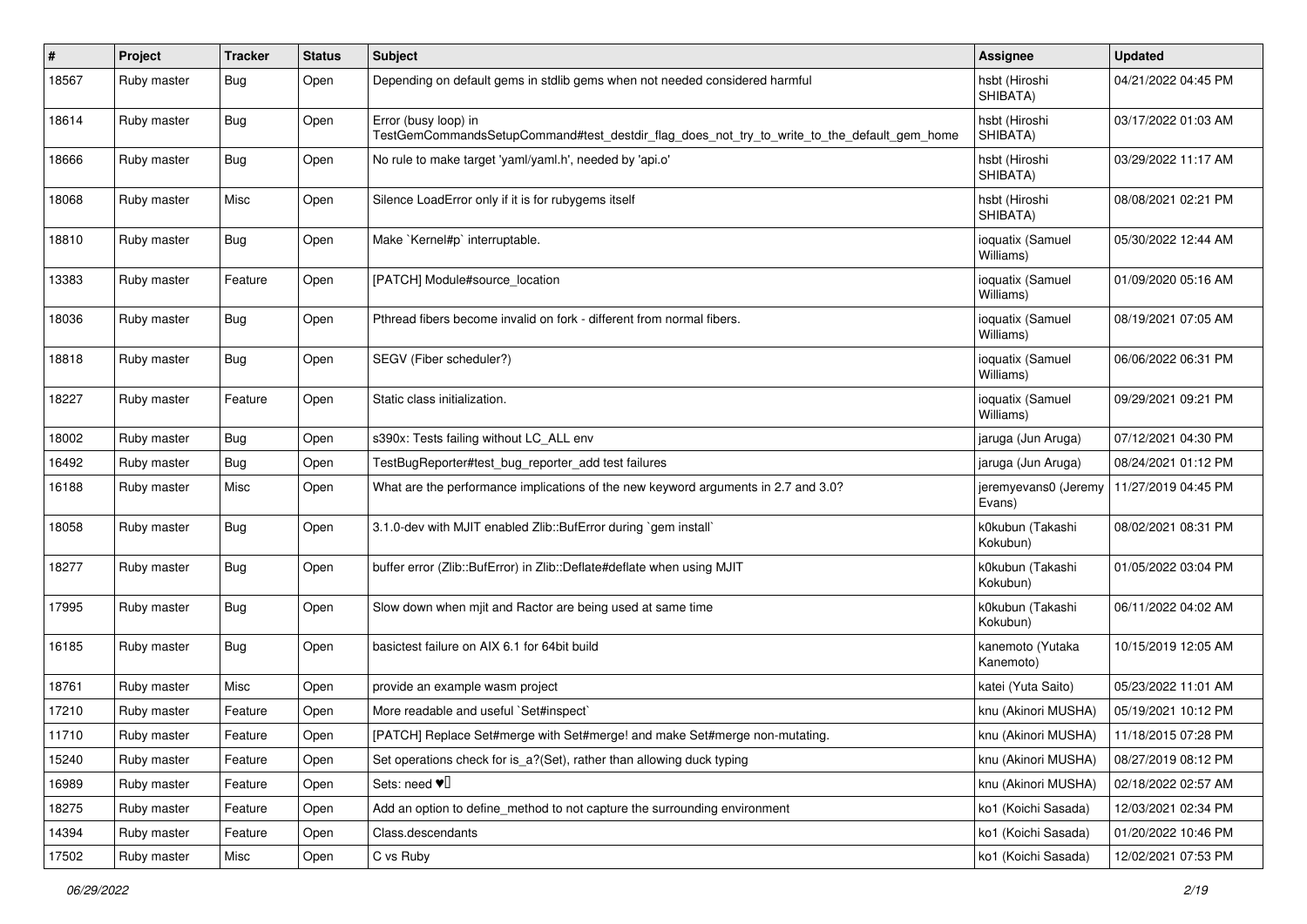| # | Project | Tracker | Status | Subject | Assignee | Updated |
| --- | --- | --- | --- | --- | --- | --- |
| 18567 | Ruby master | Bug | Open | Depending on default gems in stdlib gems when not needed considered harmful | hsbt (Hiroshi SHIBATA) | 04/21/2022 04:45 PM |
| 18614 | Ruby master | Bug | Open | Error (busy loop) in TestGemCommandsSetupCommand#test_destdir_flag_does_not_try_to_write_to_the_default_gem_home | hsbt (Hiroshi SHIBATA) | 03/17/2022 01:03 AM |
| 18666 | Ruby master | Bug | Open | No rule to make target 'yaml/yaml.h', needed by 'api.o' | hsbt (Hiroshi SHIBATA) | 03/29/2022 11:17 AM |
| 18068 | Ruby master | Misc | Open | Silence LoadError only if it is for rubygems itself | hsbt (Hiroshi SHIBATA) | 08/08/2021 02:21 PM |
| 18810 | Ruby master | Bug | Open | Make `Kernel#p` interruptable. | ioquatix (Samuel Williams) | 05/30/2022 12:44 AM |
| 13383 | Ruby master | Feature | Open | [PATCH] Module#source_location | ioquatix (Samuel Williams) | 01/09/2020 05:16 AM |
| 18036 | Ruby master | Bug | Open | Pthread fibers become invalid on fork - different from normal fibers. | ioquatix (Samuel Williams) | 08/19/2021 07:05 AM |
| 18818 | Ruby master | Bug | Open | SEGV (Fiber scheduler?) | ioquatix (Samuel Williams) | 06/06/2022 06:31 PM |
| 18227 | Ruby master | Feature | Open | Static class initialization. | ioquatix (Samuel Williams) | 09/29/2021 09:21 PM |
| 18002 | Ruby master | Bug | Open | s390x: Tests failing without LC_ALL env | jaruga (Jun Aruga) | 07/12/2021 04:30 PM |
| 16492 | Ruby master | Bug | Open | TestBugReporter#test_bug_reporter_add test failures | jaruga (Jun Aruga) | 08/24/2021 01:12 PM |
| 16188 | Ruby master | Misc | Open | What are the performance implications of the new keyword arguments in 2.7 and 3.0? | jeremyevans0 (Jeremy Evans) | 11/27/2019 04:45 PM |
| 18058 | Ruby master | Bug | Open | 3.1.0-dev with MJIT enabled Zlib::BufError during `gem install` | k0kubun (Takashi Kokubun) | 08/02/2021 08:31 PM |
| 18277 | Ruby master | Bug | Open | buffer error (Zlib::BufError) in Zlib::Deflate#deflate when using MJIT | k0kubun (Takashi Kokubun) | 01/05/2022 03:04 PM |
| 17995 | Ruby master | Bug | Open | Slow down when mjit and Ractor are being used at same time | k0kubun (Takashi Kokubun) | 06/11/2022 04:02 AM |
| 16185 | Ruby master | Bug | Open | basictest failure on AIX 6.1 for 64bit build | kanemoto (Yutaka Kanemoto) | 10/15/2019 12:05 AM |
| 18761 | Ruby master | Misc | Open | provide an example wasm project | katei (Yuta Saito) | 05/23/2022 11:01 AM |
| 17210 | Ruby master | Feature | Open | More readable and useful `Set#inspect` | knu (Akinori MUSHA) | 05/19/2021 10:12 PM |
| 11710 | Ruby master | Feature | Open | [PATCH] Replace Set#merge with Set#merge! and make Set#merge non-mutating. | knu (Akinori MUSHA) | 11/18/2015 07:28 PM |
| 15240 | Ruby master | Feature | Open | Set operations check for is_a?(Set), rather than allowing duck typing | knu (Akinori MUSHA) | 08/27/2019 08:12 PM |
| 16989 | Ruby master | Feature | Open | Sets: need ♥️ | knu (Akinori MUSHA) | 02/18/2022 02:57 AM |
| 18275 | Ruby master | Feature | Open | Add an option to define_method to not capture the surrounding environment | ko1 (Koichi Sasada) | 12/03/2021 02:34 PM |
| 14394 | Ruby master | Feature | Open | Class.descendants | ko1 (Koichi Sasada) | 01/20/2022 10:46 PM |
| 17502 | Ruby master | Misc | Open | C vs Ruby | ko1 (Koichi Sasada) | 12/02/2021 07:53 PM |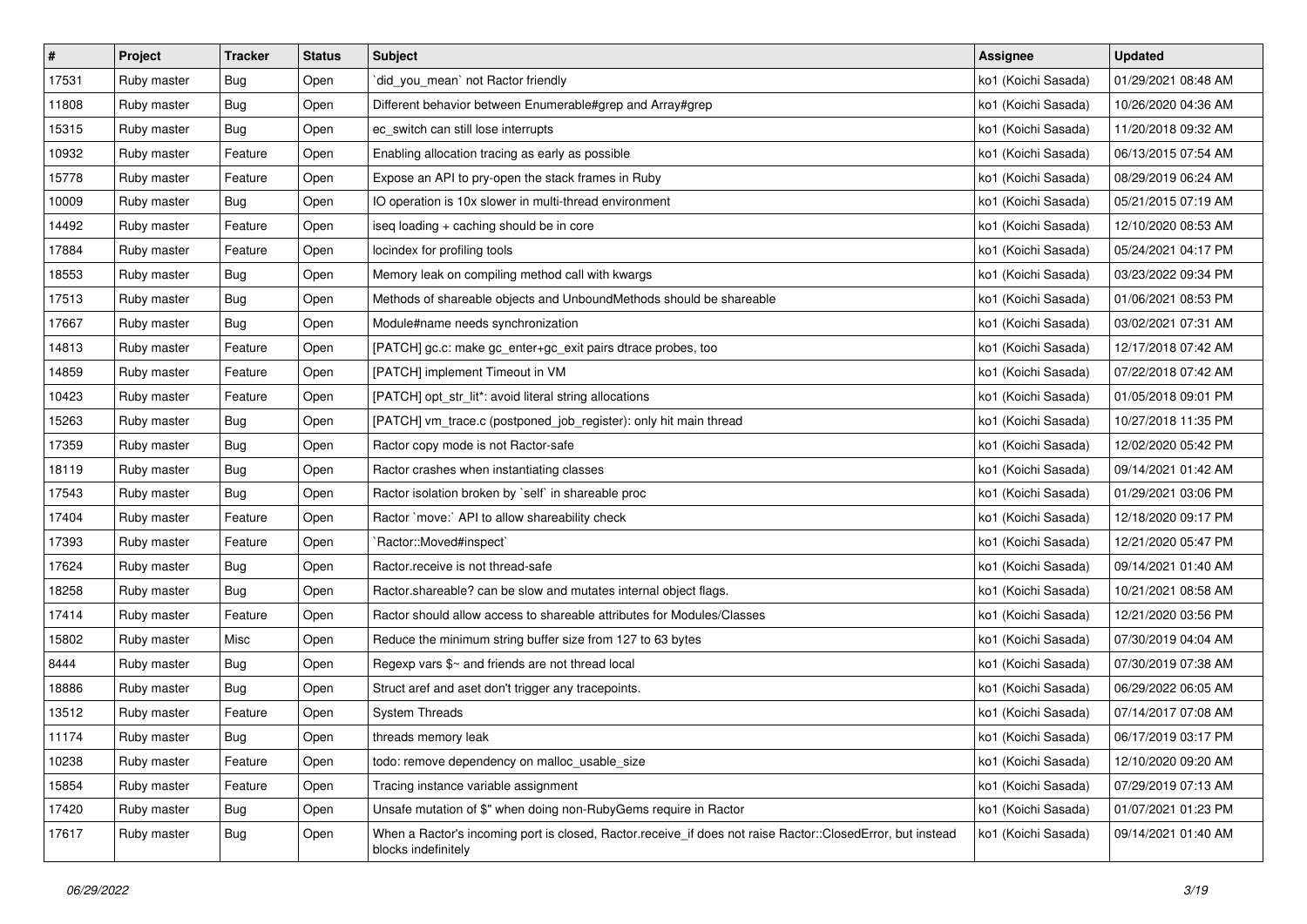| # | Project | Tracker | Status | Subject | Assignee | Updated |
| --- | --- | --- | --- | --- | --- | --- |
| 17531 | Ruby master | Bug | Open | `did_you_mean` not Ractor friendly | ko1 (Koichi Sasada) | 01/29/2021 08:48 AM |
| 11808 | Ruby master | Bug | Open | Different behavior between Enumerable#grep and Array#grep | ko1 (Koichi Sasada) | 10/26/2020 04:36 AM |
| 15315 | Ruby master | Bug | Open | ec_switch can still lose interrupts | ko1 (Koichi Sasada) | 11/20/2018 09:32 AM |
| 10932 | Ruby master | Feature | Open | Enabling allocation tracing as early as possible | ko1 (Koichi Sasada) | 06/13/2015 07:54 AM |
| 15778 | Ruby master | Feature | Open | Expose an API to pry-open the stack frames in Ruby | ko1 (Koichi Sasada) | 08/29/2019 06:24 AM |
| 10009 | Ruby master | Bug | Open | IO operation is 10x slower in multi-thread environment | ko1 (Koichi Sasada) | 05/21/2015 07:19 AM |
| 14492 | Ruby master | Feature | Open | iseq loading + caching should be in core | ko1 (Koichi Sasada) | 12/10/2020 08:53 AM |
| 17884 | Ruby master | Feature | Open | locindex for profiling tools | ko1 (Koichi Sasada) | 05/24/2021 04:17 PM |
| 18553 | Ruby master | Bug | Open | Memory leak on compiling method call with kwargs | ko1 (Koichi Sasada) | 03/23/2022 09:34 PM |
| 17513 | Ruby master | Bug | Open | Methods of shareable objects and UnboundMethods should be shareable | ko1 (Koichi Sasada) | 01/06/2021 08:53 PM |
| 17667 | Ruby master | Bug | Open | Module#name needs synchronization | ko1 (Koichi Sasada) | 03/02/2021 07:31 AM |
| 14813 | Ruby master | Feature | Open | [PATCH] gc.c: make gc_enter+gc_exit pairs dtrace probes, too | ko1 (Koichi Sasada) | 12/17/2018 07:42 AM |
| 14859 | Ruby master | Feature | Open | [PATCH] implement Timeout in VM | ko1 (Koichi Sasada) | 07/22/2018 07:42 AM |
| 10423 | Ruby master | Feature | Open | [PATCH] opt_str_lit*: avoid literal string allocations | ko1 (Koichi Sasada) | 01/05/2018 09:01 PM |
| 15263 | Ruby master | Bug | Open | [PATCH] vm_trace.c (postponed_job_register): only hit main thread | ko1 (Koichi Sasada) | 10/27/2018 11:35 PM |
| 17359 | Ruby master | Bug | Open | Ractor copy mode is not Ractor-safe | ko1 (Koichi Sasada) | 12/02/2020 05:42 PM |
| 18119 | Ruby master | Bug | Open | Ractor crashes when instantiating classes | ko1 (Koichi Sasada) | 09/14/2021 01:42 AM |
| 17543 | Ruby master | Bug | Open | Ractor isolation broken by `self` in shareable proc | ko1 (Koichi Sasada) | 01/29/2021 03:06 PM |
| 17404 | Ruby master | Feature | Open | Ractor `move:` API to allow shareability check | ko1 (Koichi Sasada) | 12/18/2020 09:17 PM |
| 17393 | Ruby master | Feature | Open | `Ractor::Moved#inspect` | ko1 (Koichi Sasada) | 12/21/2020 05:47 PM |
| 17624 | Ruby master | Bug | Open | Ractor.receive is not thread-safe | ko1 (Koichi Sasada) | 09/14/2021 01:40 AM |
| 18258 | Ruby master | Bug | Open | Ractor.shareable? can be slow and mutates internal object flags. | ko1 (Koichi Sasada) | 10/21/2021 08:58 AM |
| 17414 | Ruby master | Feature | Open | Ractor should allow access to shareable attributes for Modules/Classes | ko1 (Koichi Sasada) | 12/21/2020 03:56 PM |
| 15802 | Ruby master | Misc | Open | Reduce the minimum string buffer size from 127 to 63 bytes | ko1 (Koichi Sasada) | 07/30/2019 04:04 AM |
| 8444 | Ruby master | Bug | Open | Regexp vars $~ and friends are not thread local | ko1 (Koichi Sasada) | 07/30/2019 07:38 AM |
| 18886 | Ruby master | Bug | Open | Struct aref and aset don't trigger any tracepoints. | ko1 (Koichi Sasada) | 06/29/2022 06:05 AM |
| 13512 | Ruby master | Feature | Open | System Threads | ko1 (Koichi Sasada) | 07/14/2017 07:08 AM |
| 11174 | Ruby master | Bug | Open | threads memory leak | ko1 (Koichi Sasada) | 06/17/2019 03:17 PM |
| 10238 | Ruby master | Feature | Open | todo: remove dependency on malloc_usable_size | ko1 (Koichi Sasada) | 12/10/2020 09:20 AM |
| 15854 | Ruby master | Feature | Open | Tracing instance variable assignment | ko1 (Koichi Sasada) | 07/29/2019 07:13 AM |
| 17420 | Ruby master | Bug | Open | Unsafe mutation of $" when doing non-RubyGems require in Ractor | ko1 (Koichi Sasada) | 01/07/2021 01:23 PM |
| 17617 | Ruby master | Bug | Open | When a Ractor's incoming port is closed, Ractor.receive_if does not raise Ractor::ClosedError, but instead blocks indefinitely | ko1 (Koichi Sasada) | 09/14/2021 01:40 AM |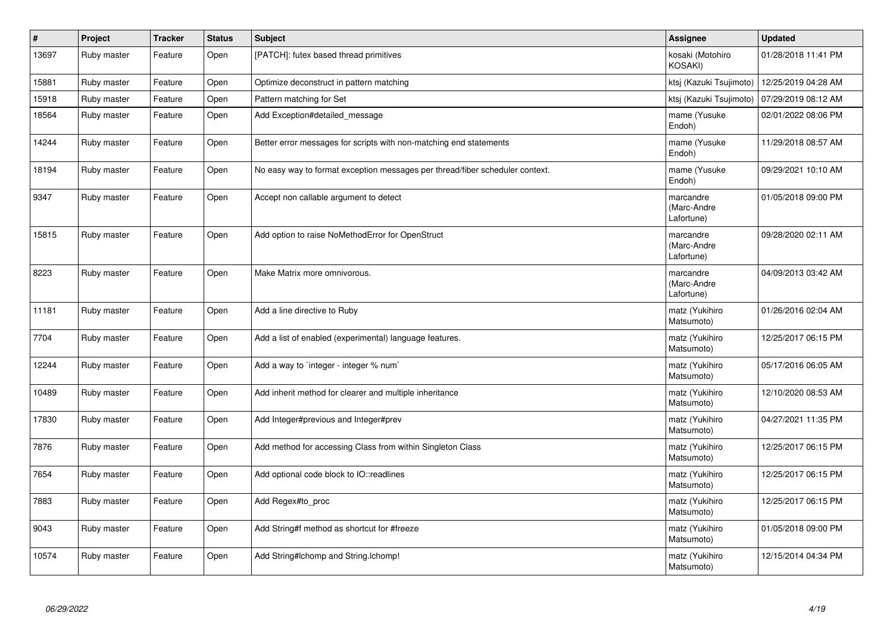| # | Project | Tracker | Status | Subject | Assignee | Updated |
|---|---|---|---|---|---|---|
| 13697 | Ruby master | Feature | Open | [PATCH]: futex based thread primitives | kosaki (Motohiro KOSAKI) | 01/28/2018 11:41 PM |
| 15881 | Ruby master | Feature | Open | Optimize deconstruct in pattern matching | ktsj (Kazuki Tsujimoto) | 12/25/2019 04:28 AM |
| 15918 | Ruby master | Feature | Open | Pattern matching for Set | ktsj (Kazuki Tsujimoto) | 07/29/2019 08:12 AM |
| 18564 | Ruby master | Feature | Open | Add Exception#detailed_message | mame (Yusuke Endoh) | 02/01/2022 08:06 PM |
| 14244 | Ruby master | Feature | Open | Better error messages for scripts with non-matching end statements | mame (Yusuke Endoh) | 11/29/2018 08:57 AM |
| 18194 | Ruby master | Feature | Open | No easy way to format exception messages per thread/fiber scheduler context. | mame (Yusuke Endoh) | 09/29/2021 10:10 AM |
| 9347 | Ruby master | Feature | Open | Accept non callable argument to detect | marcandre (Marc-Andre Lafortune) | 01/05/2018 09:00 PM |
| 15815 | Ruby master | Feature | Open | Add option to raise NoMethodError for OpenStruct | marcandre (Marc-Andre Lafortune) | 09/28/2020 02:11 AM |
| 8223 | Ruby master | Feature | Open | Make Matrix more omnivorous. | marcandre (Marc-Andre Lafortune) | 04/09/2013 03:42 AM |
| 11181 | Ruby master | Feature | Open | Add a line directive to Ruby | matz (Yukihiro Matsumoto) | 01/26/2016 02:04 AM |
| 7704 | Ruby master | Feature | Open | Add a list of enabled (experimental) language features. | matz (Yukihiro Matsumoto) | 12/25/2017 06:15 PM |
| 12244 | Ruby master | Feature | Open | Add a way to `integer - integer % num` | matz (Yukihiro Matsumoto) | 05/17/2016 06:05 AM |
| 10489 | Ruby master | Feature | Open | Add inherit method for clearer and multiple inheritance | matz (Yukihiro Matsumoto) | 12/10/2020 08:53 AM |
| 17830 | Ruby master | Feature | Open | Add Integer#previous and Integer#prev | matz (Yukihiro Matsumoto) | 04/27/2021 11:35 PM |
| 7876 | Ruby master | Feature | Open | Add method for accessing Class from within Singleton Class | matz (Yukihiro Matsumoto) | 12/25/2017 06:15 PM |
| 7654 | Ruby master | Feature | Open | Add optional code block to IO::readlines | matz (Yukihiro Matsumoto) | 12/25/2017 06:15 PM |
| 7883 | Ruby master | Feature | Open | Add Regex#to_proc | matz (Yukihiro Matsumoto) | 12/25/2017 06:15 PM |
| 9043 | Ruby master | Feature | Open | Add String#f method as shortcut for #freeze | matz (Yukihiro Matsumoto) | 01/05/2018 09:00 PM |
| 10574 | Ruby master | Feature | Open | Add String#lchomp and String.lchomp! | matz (Yukihiro Matsumoto) | 12/15/2014 04:34 PM |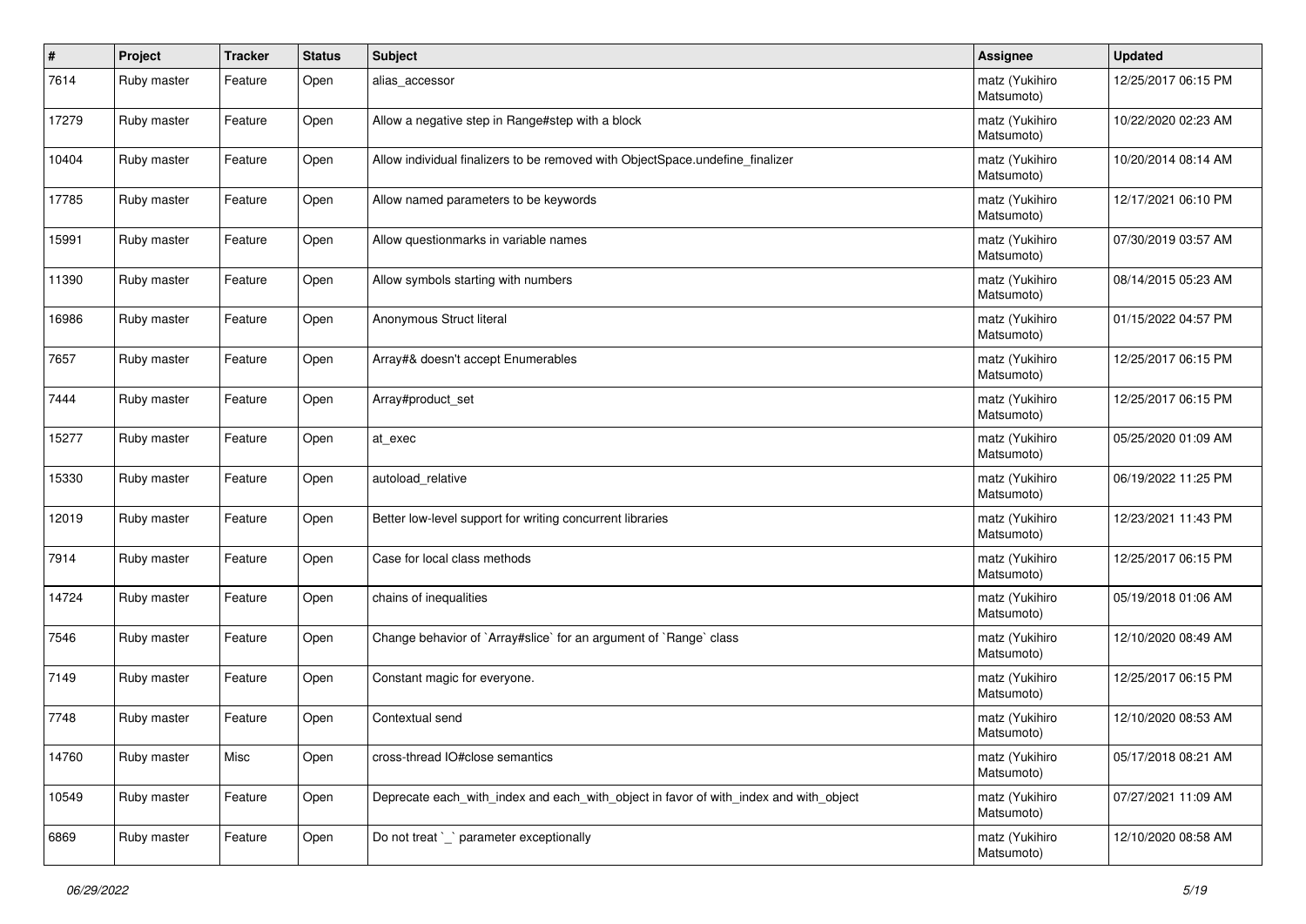| # | Project | Tracker | Status | Subject | Assignee | Updated |
|---|---|---|---|---|---|---|
| 7614 | Ruby master | Feature | Open | alias_accessor | matz (Yukihiro Matsumoto) | 12/25/2017 06:15 PM |
| 17279 | Ruby master | Feature | Open | Allow a negative step in Range#step with a block | matz (Yukihiro Matsumoto) | 10/22/2020 02:23 AM |
| 10404 | Ruby master | Feature | Open | Allow individual finalizers to be removed with ObjectSpace.undefine_finalizer | matz (Yukihiro Matsumoto) | 10/20/2014 08:14 AM |
| 17785 | Ruby master | Feature | Open | Allow named parameters to be keywords | matz (Yukihiro Matsumoto) | 12/17/2021 06:10 PM |
| 15991 | Ruby master | Feature | Open | Allow questionmarks in variable names | matz (Yukihiro Matsumoto) | 07/30/2019 03:57 AM |
| 11390 | Ruby master | Feature | Open | Allow symbols starting with numbers | matz (Yukihiro Matsumoto) | 08/14/2015 05:23 AM |
| 16986 | Ruby master | Feature | Open | Anonymous Struct literal | matz (Yukihiro Matsumoto) | 01/15/2022 04:57 PM |
| 7657 | Ruby master | Feature | Open | Array#& doesn't accept Enumerables | matz (Yukihiro Matsumoto) | 12/25/2017 06:15 PM |
| 7444 | Ruby master | Feature | Open | Array#product_set | matz (Yukihiro Matsumoto) | 12/25/2017 06:15 PM |
| 15277 | Ruby master | Feature | Open | at_exec | matz (Yukihiro Matsumoto) | 05/25/2020 01:09 AM |
| 15330 | Ruby master | Feature | Open | autoload_relative | matz (Yukihiro Matsumoto) | 06/19/2022 11:25 PM |
| 12019 | Ruby master | Feature | Open | Better low-level support for writing concurrent libraries | matz (Yukihiro Matsumoto) | 12/23/2021 11:43 PM |
| 7914 | Ruby master | Feature | Open | Case for local class methods | matz (Yukihiro Matsumoto) | 12/25/2017 06:15 PM |
| 14724 | Ruby master | Feature | Open | chains of inequalities | matz (Yukihiro Matsumoto) | 05/19/2018 01:06 AM |
| 7546 | Ruby master | Feature | Open | Change behavior of `Array#slice` for an argument of `Range` class | matz (Yukihiro Matsumoto) | 12/10/2020 08:49 AM |
| 7149 | Ruby master | Feature | Open | Constant magic for everyone. | matz (Yukihiro Matsumoto) | 12/25/2017 06:15 PM |
| 7748 | Ruby master | Feature | Open | Contextual send | matz (Yukihiro Matsumoto) | 12/10/2020 08:53 AM |
| 14760 | Ruby master | Misc | Open | cross-thread IO#close semantics | matz (Yukihiro Matsumoto) | 05/17/2018 08:21 AM |
| 10549 | Ruby master | Feature | Open | Deprecate each_with_index and each_with_object in favor of with_index and with_object | matz (Yukihiro Matsumoto) | 07/27/2021 11:09 AM |
| 6869 | Ruby master | Feature | Open | Do not treat `_` parameter exceptionally | matz (Yukihiro Matsumoto) | 12/10/2020 08:58 AM |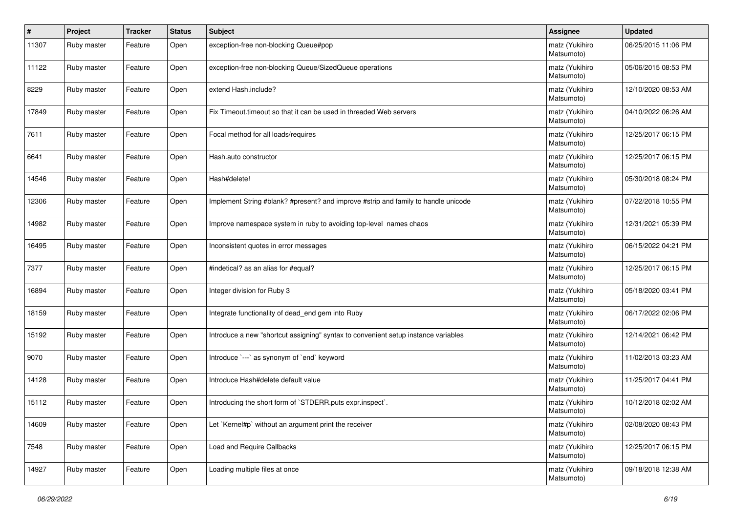| # | Project | Tracker | Status | Subject | Assignee | Updated |
|---|---|---|---|---|---|---|
| 11307 | Ruby master | Feature | Open | exception-free non-blocking Queue#pop | matz (Yukihiro Matsumoto) | 06/25/2015 11:06 PM |
| 11122 | Ruby master | Feature | Open | exception-free non-blocking Queue/SizedQueue operations | matz (Yukihiro Matsumoto) | 05/06/2015 08:53 PM |
| 8229 | Ruby master | Feature | Open | extend Hash.include? | matz (Yukihiro Matsumoto) | 12/10/2020 08:53 AM |
| 17849 | Ruby master | Feature | Open | Fix Timeout.timeout so that it can be used in threaded Web servers | matz (Yukihiro Matsumoto) | 04/10/2022 06:26 AM |
| 7611 | Ruby master | Feature | Open | Focal method for all loads/requires | matz (Yukihiro Matsumoto) | 12/25/2017 06:15 PM |
| 6641 | Ruby master | Feature | Open | Hash.auto constructor | matz (Yukihiro Matsumoto) | 12/25/2017 06:15 PM |
| 14546 | Ruby master | Feature | Open | Hash#delete! | matz (Yukihiro Matsumoto) | 05/30/2018 08:24 PM |
| 12306 | Ruby master | Feature | Open | Implement String #blank? #present? and improve #strip and family to handle unicode | matz (Yukihiro Matsumoto) | 07/22/2018 10:55 PM |
| 14982 | Ruby master | Feature | Open | Improve namespace system in ruby to avoiding top-level names chaos | matz (Yukihiro Matsumoto) | 12/31/2021 05:39 PM |
| 16495 | Ruby master | Feature | Open | Inconsistent quotes in error messages | matz (Yukihiro Matsumoto) | 06/15/2022 04:21 PM |
| 7377 | Ruby master | Feature | Open | #indetical? as an alias for #equal? | matz (Yukihiro Matsumoto) | 12/25/2017 06:15 PM |
| 16894 | Ruby master | Feature | Open | Integer division for Ruby 3 | matz (Yukihiro Matsumoto) | 05/18/2020 03:41 PM |
| 18159 | Ruby master | Feature | Open | Integrate functionality of dead_end gem into Ruby | matz (Yukihiro Matsumoto) | 06/17/2022 02:06 PM |
| 15192 | Ruby master | Feature | Open | Introduce a new "shortcut assigning" syntax to convenient setup instance variables | matz (Yukihiro Matsumoto) | 12/14/2021 06:42 PM |
| 9070 | Ruby master | Feature | Open | Introduce `---` as synonym of `end` keyword | matz (Yukihiro Matsumoto) | 11/02/2013 03:23 AM |
| 14128 | Ruby master | Feature | Open | Introduce Hash#delete default value | matz (Yukihiro Matsumoto) | 11/25/2017 04:41 PM |
| 15112 | Ruby master | Feature | Open | Introducing the short form of `STDERR.puts expr.inspect`. | matz (Yukihiro Matsumoto) | 10/12/2018 02:02 AM |
| 14609 | Ruby master | Feature | Open | Let `Kernel#p` without an argument print the receiver | matz (Yukihiro Matsumoto) | 02/08/2020 08:43 PM |
| 7548 | Ruby master | Feature | Open | Load and Require Callbacks | matz (Yukihiro Matsumoto) | 12/25/2017 06:15 PM |
| 14927 | Ruby master | Feature | Open | Loading multiple files at once | matz (Yukihiro Matsumoto) | 09/18/2018 12:38 AM |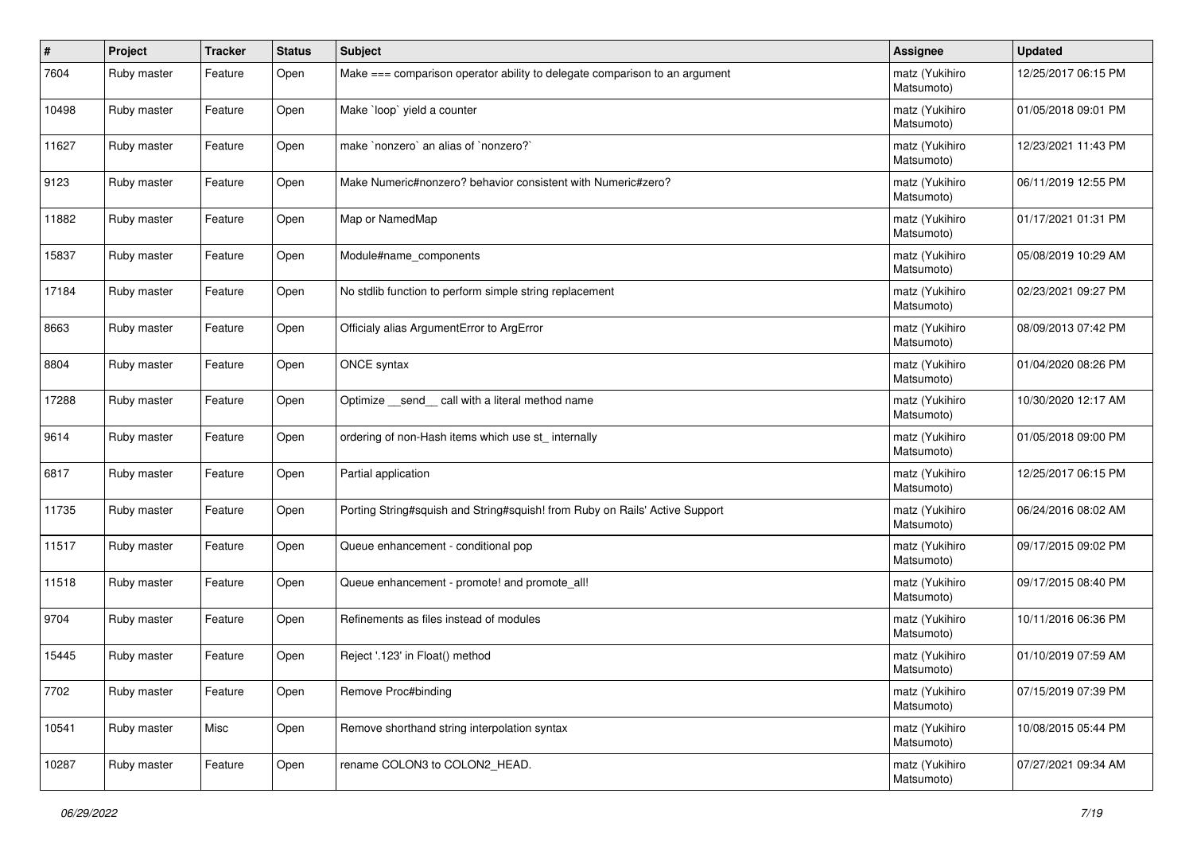| # | Project | Tracker | Status | Subject | Assignee | Updated |
|---|---|---|---|---|---|---|
| 7604 | Ruby master | Feature | Open | Make === comparison operator ability to delegate comparison to an argument | matz (Yukihiro Matsumoto) | 12/25/2017 06:15 PM |
| 10498 | Ruby master | Feature | Open | Make `loop` yield a counter | matz (Yukihiro Matsumoto) | 01/05/2018 09:01 PM |
| 11627 | Ruby master | Feature | Open | make `nonzero` an alias of `nonzero?` | matz (Yukihiro Matsumoto) | 12/23/2021 11:43 PM |
| 9123 | Ruby master | Feature | Open | Make Numeric#nonzero? behavior consistent with Numeric#zero? | matz (Yukihiro Matsumoto) | 06/11/2019 12:55 PM |
| 11882 | Ruby master | Feature | Open | Map or NamedMap | matz (Yukihiro Matsumoto) | 01/17/2021 01:31 PM |
| 15837 | Ruby master | Feature | Open | Module#name_components | matz (Yukihiro Matsumoto) | 05/08/2019 10:29 AM |
| 17184 | Ruby master | Feature | Open | No stdlib function to perform simple string replacement | matz (Yukihiro Matsumoto) | 02/23/2021 09:27 PM |
| 8663 | Ruby master | Feature | Open | Officialy alias ArgumentError to ArgError | matz (Yukihiro Matsumoto) | 08/09/2013 07:42 PM |
| 8804 | Ruby master | Feature | Open | ONCE syntax | matz (Yukihiro Matsumoto) | 01/04/2020 08:26 PM |
| 17288 | Ruby master | Feature | Open | Optimize __send__ call with a literal method name | matz (Yukihiro Matsumoto) | 10/30/2020 12:17 AM |
| 9614 | Ruby master | Feature | Open | ordering of non-Hash items which use st_ internally | matz (Yukihiro Matsumoto) | 01/05/2018 09:00 PM |
| 6817 | Ruby master | Feature | Open | Partial application | matz (Yukihiro Matsumoto) | 12/25/2017 06:15 PM |
| 11735 | Ruby master | Feature | Open | Porting String#squish and String#squish! from Ruby on Rails' Active Support | matz (Yukihiro Matsumoto) | 06/24/2016 08:02 AM |
| 11517 | Ruby master | Feature | Open | Queue enhancement - conditional pop | matz (Yukihiro Matsumoto) | 09/17/2015 09:02 PM |
| 11518 | Ruby master | Feature | Open | Queue enhancement - promote! and promote_all! | matz (Yukihiro Matsumoto) | 09/17/2015 08:40 PM |
| 9704 | Ruby master | Feature | Open | Refinements as files instead of modules | matz (Yukihiro Matsumoto) | 10/11/2016 06:36 PM |
| 15445 | Ruby master | Feature | Open | Reject '.123' in Float() method | matz (Yukihiro Matsumoto) | 01/10/2019 07:59 AM |
| 7702 | Ruby master | Feature | Open | Remove Proc#binding | matz (Yukihiro Matsumoto) | 07/15/2019 07:39 PM |
| 10541 | Ruby master | Misc | Open | Remove shorthand string interpolation syntax | matz (Yukihiro Matsumoto) | 10/08/2015 05:44 PM |
| 10287 | Ruby master | Feature | Open | rename COLON3 to COLON2_HEAD. | matz (Yukihiro Matsumoto) | 07/27/2021 09:34 AM |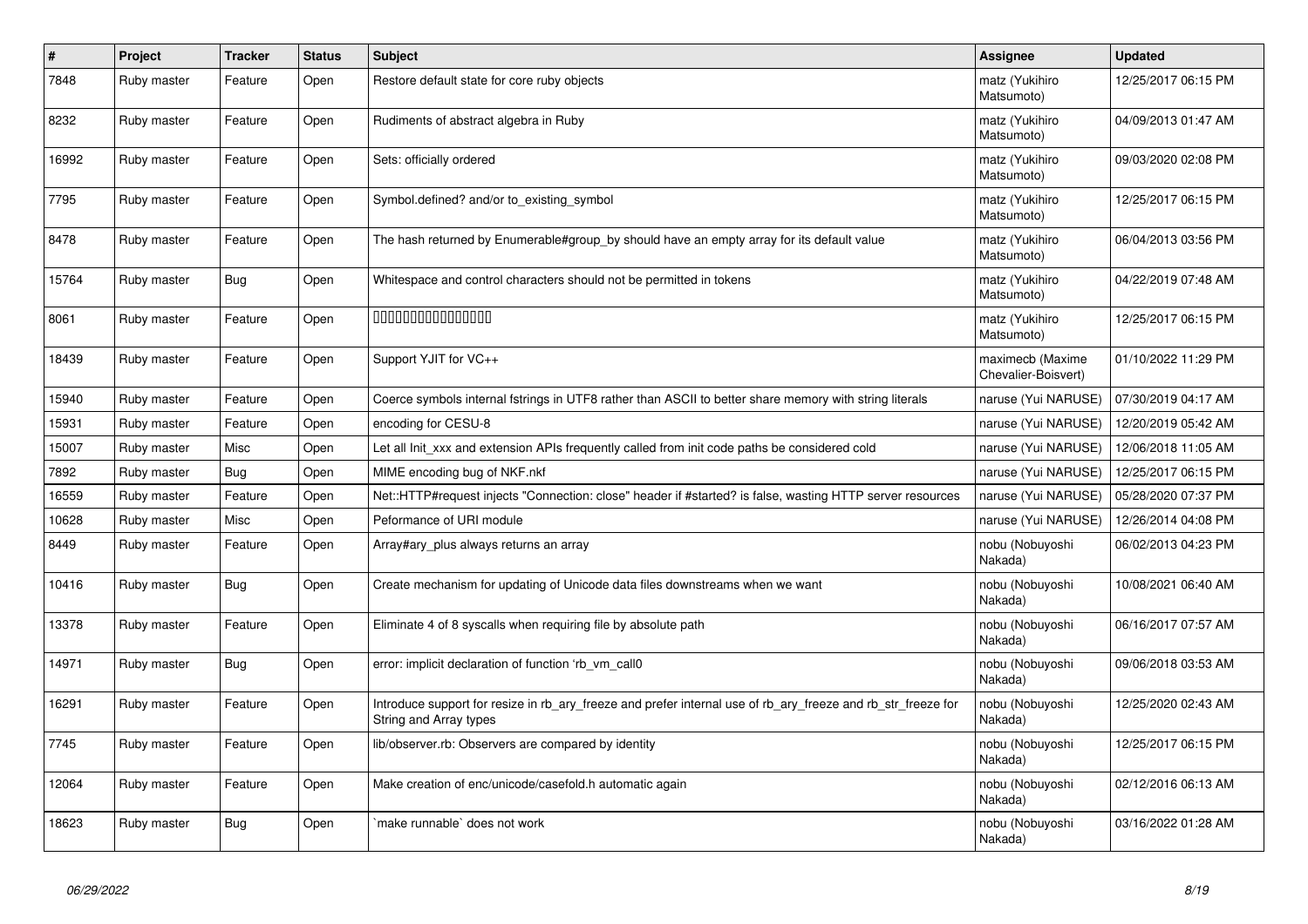| # | Project | Tracker | Status | Subject | Assignee | Updated |
|---|---|---|---|---|---|---|
| 7848 | Ruby master | Feature | Open | Restore default state for core ruby objects | matz (Yukihiro Matsumoto) | 12/25/2017 06:15 PM |
| 8232 | Ruby master | Feature | Open | Rudiments of abstract algebra in Ruby | matz (Yukihiro Matsumoto) | 04/09/2013 01:47 AM |
| 16992 | Ruby master | Feature | Open | Sets: officially ordered | matz (Yukihiro Matsumoto) | 09/03/2020 02:08 PM |
| 7795 | Ruby master | Feature | Open | Symbol.defined? and/or to_existing_symbol | matz (Yukihiro Matsumoto) | 12/25/2017 06:15 PM |
| 8478 | Ruby master | Feature | Open | The hash returned by Enumerable#group_by should have an empty array for its default value | matz (Yukihiro Matsumoto) | 06/04/2013 03:56 PM |
| 15764 | Ruby master | Bug | Open | Whitespace and control characters should not be permitted in tokens | matz (Yukihiro Matsumoto) | 04/22/2019 07:48 AM |
| 8061 | Ruby master | Feature | Open | 0000000000000000 | matz (Yukihiro Matsumoto) | 12/25/2017 06:15 PM |
| 18439 | Ruby master | Feature | Open | Support YJIT for VC++ | maximecb (Maxime Chevalier-Boisvert) | 01/10/2022 11:29 PM |
| 15940 | Ruby master | Feature | Open | Coerce symbols internal fstrings in UTF8 rather than ASCII to better share memory with string literals | naruse (Yui NARUSE) | 07/30/2019 04:17 AM |
| 15931 | Ruby master | Feature | Open | encoding for CESU-8 | naruse (Yui NARUSE) | 12/20/2019 05:42 AM |
| 15007 | Ruby master | Misc | Open | Let all Init_xxx and extension APIs frequently called from init code paths be considered cold | naruse (Yui NARUSE) | 12/06/2018 11:05 AM |
| 7892 | Ruby master | Bug | Open | MIME encoding bug of NKF.nkf | naruse (Yui NARUSE) | 12/25/2017 06:15 PM |
| 16559 | Ruby master | Feature | Open | Net::HTTP#request injects "Connection: close" header if #started? is false, wasting HTTP server resources | naruse (Yui NARUSE) | 05/28/2020 07:37 PM |
| 10628 | Ruby master | Misc | Open | Peformance of URI module | naruse (Yui NARUSE) | 12/26/2014 04:08 PM |
| 8449 | Ruby master | Feature | Open | Array#ary_plus always returns an array | nobu (Nobuyoshi Nakada) | 06/02/2013 04:23 PM |
| 10416 | Ruby master | Bug | Open | Create mechanism for updating of Unicode data files downstreams when we want | nobu (Nobuyoshi Nakada) | 10/08/2021 06:40 AM |
| 13378 | Ruby master | Feature | Open | Eliminate 4 of 8 syscalls when requiring file by absolute path | nobu (Nobuyoshi Nakada) | 06/16/2017 07:57 AM |
| 14971 | Ruby master | Bug | Open | error: implicit declaration of function 'rb_vm_call0 | nobu (Nobuyoshi Nakada) | 09/06/2018 03:53 AM |
| 16291 | Ruby master | Feature | Open | Introduce support for resize in rb_ary_freeze and prefer internal use of rb_ary_freeze and rb_str_freeze for String and Array types | nobu (Nobuyoshi Nakada) | 12/25/2020 02:43 AM |
| 7745 | Ruby master | Feature | Open | lib/observer.rb: Observers are compared by identity | nobu (Nobuyoshi Nakada) | 12/25/2017 06:15 PM |
| 12064 | Ruby master | Feature | Open | Make creation of enc/unicode/casefold.h automatic again | nobu (Nobuyoshi Nakada) | 02/12/2016 06:13 AM |
| 18623 | Ruby master | Bug | Open | `make runnable` does not work | nobu (Nobuyoshi Nakada) | 03/16/2022 01:28 AM |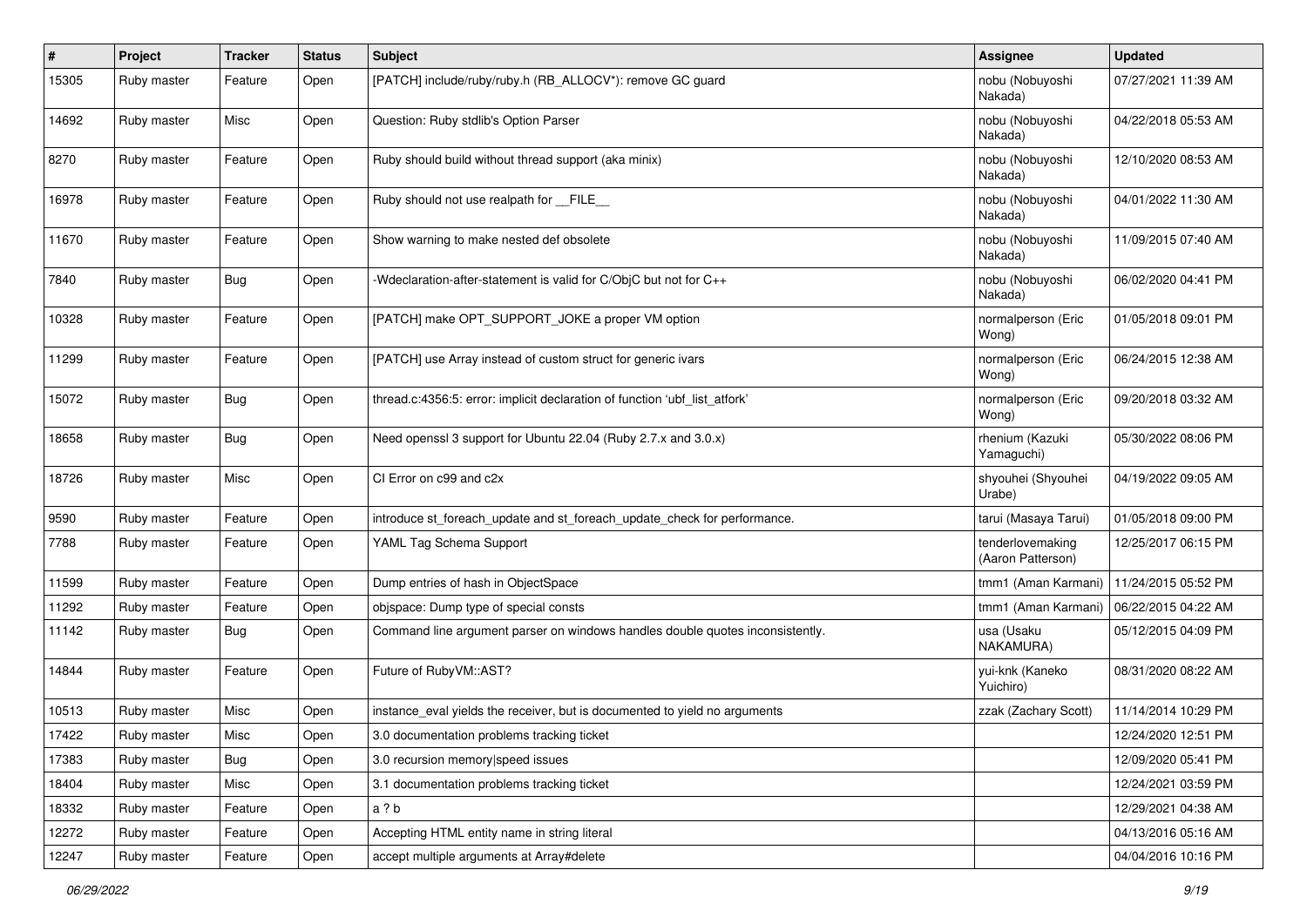| # | Project | Tracker | Status | Subject | Assignee | Updated |
|---|---|---|---|---|---|---|
| 15305 | Ruby master | Feature | Open | [PATCH] include/ruby/ruby.h (RB_ALLOCV*): remove GC guard | nobu (Nobuyoshi Nakada) | 07/27/2021 11:39 AM |
| 14692 | Ruby master | Misc | Open | Question: Ruby stdlib's Option Parser | nobu (Nobuyoshi Nakada) | 04/22/2018 05:53 AM |
| 8270 | Ruby master | Feature | Open | Ruby should build without thread support (aka minix) | nobu (Nobuyoshi Nakada) | 12/10/2020 08:53 AM |
| 16978 | Ruby master | Feature | Open | Ruby should not use realpath for __FILE__ | nobu (Nobuyoshi Nakada) | 04/01/2022 11:30 AM |
| 11670 | Ruby master | Feature | Open | Show warning to make nested def obsolete | nobu (Nobuyoshi Nakada) | 11/09/2015 07:40 AM |
| 7840 | Ruby master | Bug | Open | -Wdeclaration-after-statement is valid for C/ObjC but not for C++ | nobu (Nobuyoshi Nakada) | 06/02/2020 04:41 PM |
| 10328 | Ruby master | Feature | Open | [PATCH] make OPT_SUPPORT_JOKE a proper VM option | normalperson (Eric Wong) | 01/05/2018 09:01 PM |
| 11299 | Ruby master | Feature | Open | [PATCH] use Array instead of custom struct for generic ivars | normalperson (Eric Wong) | 06/24/2015 12:38 AM |
| 15072 | Ruby master | Bug | Open | thread.c:4356:5: error: implicit declaration of function 'ubf_list_atfork' | normalperson (Eric Wong) | 09/20/2018 03:32 AM |
| 18658 | Ruby master | Bug | Open | Need openssl 3 support for Ubuntu 22.04 (Ruby 2.7.x and 3.0.x) | rhenium (Kazuki Yamaguchi) | 05/30/2022 08:06 PM |
| 18726 | Ruby master | Misc | Open | CI Error on c99 and c2x | shyouhei (Shyouhei Urabe) | 04/19/2022 09:05 AM |
| 9590 | Ruby master | Feature | Open | introduce st_foreach_update and st_foreach_update_check for performance. | tarui (Masaya Tarui) | 01/05/2018 09:00 PM |
| 7788 | Ruby master | Feature | Open | YAML Tag Schema Support | tenderlovemaking (Aaron Patterson) | 12/25/2017 06:15 PM |
| 11599 | Ruby master | Feature | Open | Dump entries of hash in ObjectSpace | tmm1 (Aman Karmani) | 11/24/2015 05:52 PM |
| 11292 | Ruby master | Feature | Open | objspace: Dump type of special consts | tmm1 (Aman Karmani) | 06/22/2015 04:22 AM |
| 11142 | Ruby master | Bug | Open | Command line argument parser on windows handles double quotes inconsistently. | usa (Usaku NAKAMURA) | 05/12/2015 04:09 PM |
| 14844 | Ruby master | Feature | Open | Future of RubyVM::AST? | yui-knk (Kaneko Yuichiro) | 08/31/2020 08:22 AM |
| 10513 | Ruby master | Misc | Open | instance_eval yields the receiver, but is documented to yield no arguments | zzak (Zachary Scott) | 11/14/2014 10:29 PM |
| 17422 | Ruby master | Misc | Open | 3.0 documentation problems tracking ticket | | 12/24/2020 12:51 PM |
| 17383 | Ruby master | Bug | Open | 3.0 recursion memory\|speed issues | | 12/09/2020 05:41 PM |
| 18404 | Ruby master | Misc | Open | 3.1 documentation problems tracking ticket | | 12/24/2021 03:59 PM |
| 18332 | Ruby master | Feature | Open | a ? b | | 12/29/2021 04:38 AM |
| 12272 | Ruby master | Feature | Open | Accepting HTML entity name in string literal | | 04/13/2016 05:16 AM |
| 12247 | Ruby master | Feature | Open | accept multiple arguments at Array#delete | | 04/04/2016 10:16 PM |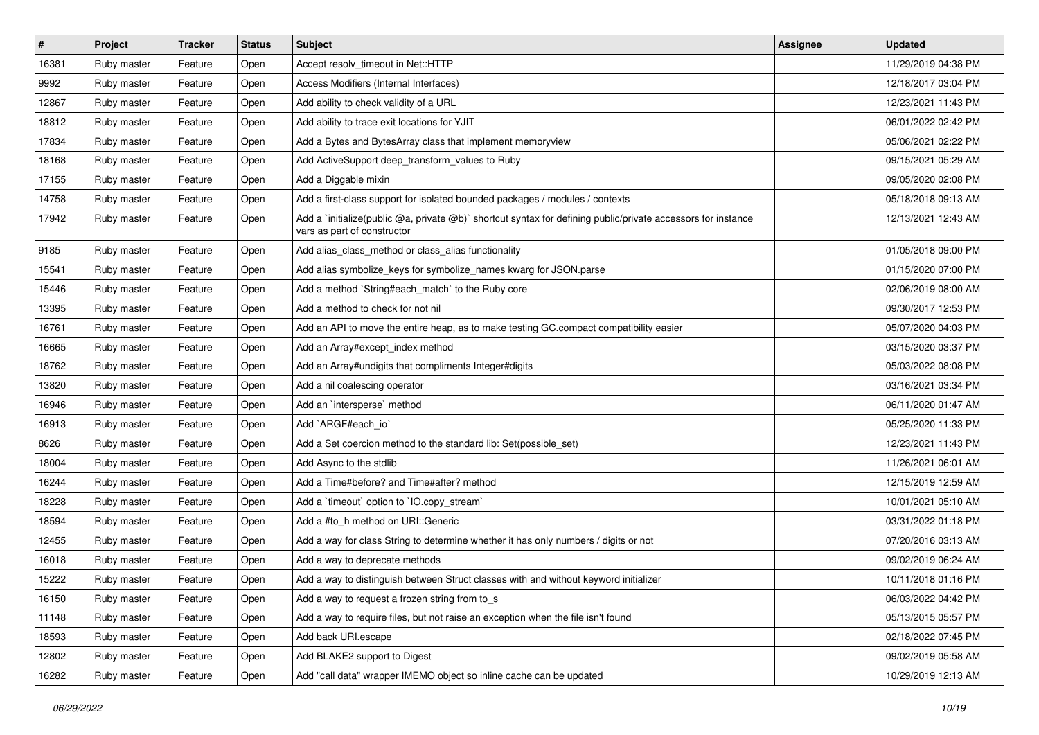| # | Project | Tracker | Status | Subject | Assignee | Updated |
|---|---|---|---|---|---|---|
| 16381 | Ruby master | Feature | Open | Accept resolv_timeout in Net::HTTP | | 11/29/2019 04:38 PM |
| 9992 | Ruby master | Feature | Open | Access Modifiers (Internal Interfaces) | | 12/18/2017 03:04 PM |
| 12867 | Ruby master | Feature | Open | Add ability to check validity of a URL | | 12/23/2021 11:43 PM |
| 18812 | Ruby master | Feature | Open | Add ability to trace exit locations for YJIT | | 06/01/2022 02:42 PM |
| 17834 | Ruby master | Feature | Open | Add a Bytes and BytesArray class that implement memoryview | | 05/06/2021 02:22 PM |
| 18168 | Ruby master | Feature | Open | Add ActiveSupport deep_transform_values to Ruby | | 09/15/2021 05:29 AM |
| 17155 | Ruby master | Feature | Open | Add a Diggable mixin | | 09/05/2020 02:08 PM |
| 14758 | Ruby master | Feature | Open | Add a first-class support for isolated bounded packages / modules / contexts | | 05/18/2018 09:13 AM |
| 17942 | Ruby master | Feature | Open | Add a `initialize(public @a, private @b)` shortcut syntax for defining public/private accessors for instance vars as part of constructor | | 12/13/2021 12:43 AM |
| 9185 | Ruby master | Feature | Open | Add alias_class_method or class_alias functionality | | 01/05/2018 09:00 PM |
| 15541 | Ruby master | Feature | Open | Add alias symbolize_keys for symbolize_names kwarg for JSON.parse | | 01/15/2020 07:00 PM |
| 15446 | Ruby master | Feature | Open | Add a method `String#each_match` to the Ruby core | | 02/06/2019 08:00 AM |
| 13395 | Ruby master | Feature | Open | Add a method to check for not nil | | 09/30/2017 12:53 PM |
| 16761 | Ruby master | Feature | Open | Add an API to move the entire heap, as to make testing GC.compact compatibility easier | | 05/07/2020 04:03 PM |
| 16665 | Ruby master | Feature | Open | Add an Array#except_index method | | 03/15/2020 03:37 PM |
| 18762 | Ruby master | Feature | Open | Add an Array#undigits that compliments Integer#digits | | 05/03/2022 08:08 PM |
| 13820 | Ruby master | Feature | Open | Add a nil coalescing operator | | 03/16/2021 03:34 PM |
| 16946 | Ruby master | Feature | Open | Add an `intersperse` method | | 06/11/2020 01:47 AM |
| 16913 | Ruby master | Feature | Open | Add `ARGF#each_io` | | 05/25/2020 11:33 PM |
| 8626 | Ruby master | Feature | Open | Add a Set coercion method to the standard lib: Set(possible_set) | | 12/23/2021 11:43 PM |
| 18004 | Ruby master | Feature | Open | Add Async to the stdlib | | 11/26/2021 06:01 AM |
| 16244 | Ruby master | Feature | Open | Add a Time#before? and Time#after? method | | 12/15/2019 12:59 AM |
| 18228 | Ruby master | Feature | Open | Add a `timeout` option to `IO.copy_stream` | | 10/01/2021 05:10 AM |
| 18594 | Ruby master | Feature | Open | Add a #to_h method on URI::Generic | | 03/31/2022 01:18 PM |
| 12455 | Ruby master | Feature | Open | Add a way for class String to determine whether it has only numbers / digits or not | | 07/20/2016 03:13 AM |
| 16018 | Ruby master | Feature | Open | Add a way to deprecate methods | | 09/02/2019 06:24 AM |
| 15222 | Ruby master | Feature | Open | Add a way to distinguish between Struct classes with and without keyword initializer | | 10/11/2018 01:16 PM |
| 16150 | Ruby master | Feature | Open | Add a way to request a frozen string from to_s | | 06/03/2022 04:42 PM |
| 11148 | Ruby master | Feature | Open | Add a way to require files, but not raise an exception when the file isn't found | | 05/13/2015 05:57 PM |
| 18593 | Ruby master | Feature | Open | Add back URI.escape | | 02/18/2022 07:45 PM |
| 12802 | Ruby master | Feature | Open | Add BLAKE2 support to Digest | | 09/02/2019 05:58 AM |
| 16282 | Ruby master | Feature | Open | Add "call data" wrapper IMEMO object so inline cache can be updated | | 10/29/2019 12:13 AM |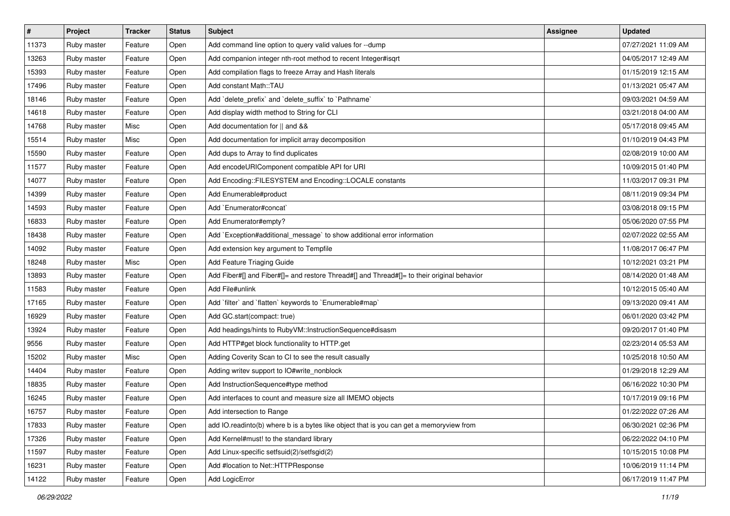| # | Project | Tracker | Status | Subject | Assignee | Updated |
| --- | --- | --- | --- | --- | --- | --- |
| 11373 | Ruby master | Feature | Open | Add command line option to query valid values for --dump | | 07/27/2021 11:09 AM |
| 13263 | Ruby master | Feature | Open | Add companion integer nth-root method to recent Integer#isqrt | | 04/05/2017 12:49 AM |
| 15393 | Ruby master | Feature | Open | Add compilation flags to freeze Array and Hash literals | | 01/15/2019 12:15 AM |
| 17496 | Ruby master | Feature | Open | Add constant Math::TAU | | 01/13/2021 05:47 AM |
| 18146 | Ruby master | Feature | Open | Add `delete_prefix` and `delete_suffix` to `Pathname` | | 09/03/2021 04:59 AM |
| 14618 | Ruby master | Feature | Open | Add display width method to String for CLI | | 03/21/2018 04:00 AM |
| 14768 | Ruby master | Misc | Open | Add documentation for \|\| and && | | 05/17/2018 09:45 AM |
| 15514 | Ruby master | Misc | Open | Add documentation for implicit array decomposition | | 01/10/2019 04:43 PM |
| 15590 | Ruby master | Feature | Open | Add dups to Array to find duplicates | | 02/08/2019 10:00 AM |
| 11577 | Ruby master | Feature | Open | Add encodeURIComponent compatible API for URI | | 10/09/2015 01:40 PM |
| 14077 | Ruby master | Feature | Open | Add Encoding::FILESYSTEM and Encoding::LOCALE constants | | 11/03/2017 09:31 PM |
| 14399 | Ruby master | Feature | Open | Add Enumerable#product | | 08/11/2019 09:34 PM |
| 14593 | Ruby master | Feature | Open | Add `Enumerator#concat` | | 03/08/2018 09:15 PM |
| 16833 | Ruby master | Feature | Open | Add Enumerator#empty? | | 05/06/2020 07:55 PM |
| 18438 | Ruby master | Feature | Open | Add `Exception#additional_message` to show additional error information | | 02/07/2022 02:55 AM |
| 14092 | Ruby master | Feature | Open | Add extension key argument to Tempfile | | 11/08/2017 06:47 PM |
| 18248 | Ruby master | Misc | Open | Add Feature Triaging Guide | | 10/12/2021 03:21 PM |
| 13893 | Ruby master | Feature | Open | Add Fiber#[] and Fiber#[]= and restore Thread#[] and Thread#[]= to their original behavior | | 08/14/2020 01:48 AM |
| 11583 | Ruby master | Feature | Open | Add File#unlink | | 10/12/2015 05:40 AM |
| 17165 | Ruby master | Feature | Open | Add `filter` and `flatten` keywords to `Enumerable#map` | | 09/13/2020 09:41 AM |
| 16929 | Ruby master | Feature | Open | Add GC.start(compact: true) | | 06/01/2020 03:42 PM |
| 13924 | Ruby master | Feature | Open | Add headings/hints to RubyVM::InstructionSequence#disasm | | 09/20/2017 01:40 PM |
| 9556 | Ruby master | Feature | Open | Add HTTP#get block functionality to HTTP.get | | 02/23/2014 05:53 AM |
| 15202 | Ruby master | Misc | Open | Adding Coverity Scan to CI to see the result casually | | 10/25/2018 10:50 AM |
| 14404 | Ruby master | Feature | Open | Adding writev support to IO#write_nonblock | | 01/29/2018 12:29 AM |
| 18835 | Ruby master | Feature | Open | Add InstructionSequence#type method | | 06/16/2022 10:30 PM |
| 16245 | Ruby master | Feature | Open | Add interfaces to count and measure size all IMEMO objects | | 10/17/2019 09:16 PM |
| 16757 | Ruby master | Feature | Open | Add intersection to Range | | 01/22/2022 07:26 AM |
| 17833 | Ruby master | Feature | Open | add IO.readinto(b) where b is a bytes like object that is you can get a memoryview from | | 06/30/2021 02:36 PM |
| 17326 | Ruby master | Feature | Open | Add Kernel#must! to the standard library | | 06/22/2022 04:10 PM |
| 11597 | Ruby master | Feature | Open | Add Linux-specific setfsuid(2)/setfsgid(2) | | 10/15/2015 10:08 PM |
| 16231 | Ruby master | Feature | Open | Add #location to Net::HTTPResponse | | 10/06/2019 11:14 PM |
| 14122 | Ruby master | Feature | Open | Add LogicError | | 06/17/2019 11:47 PM |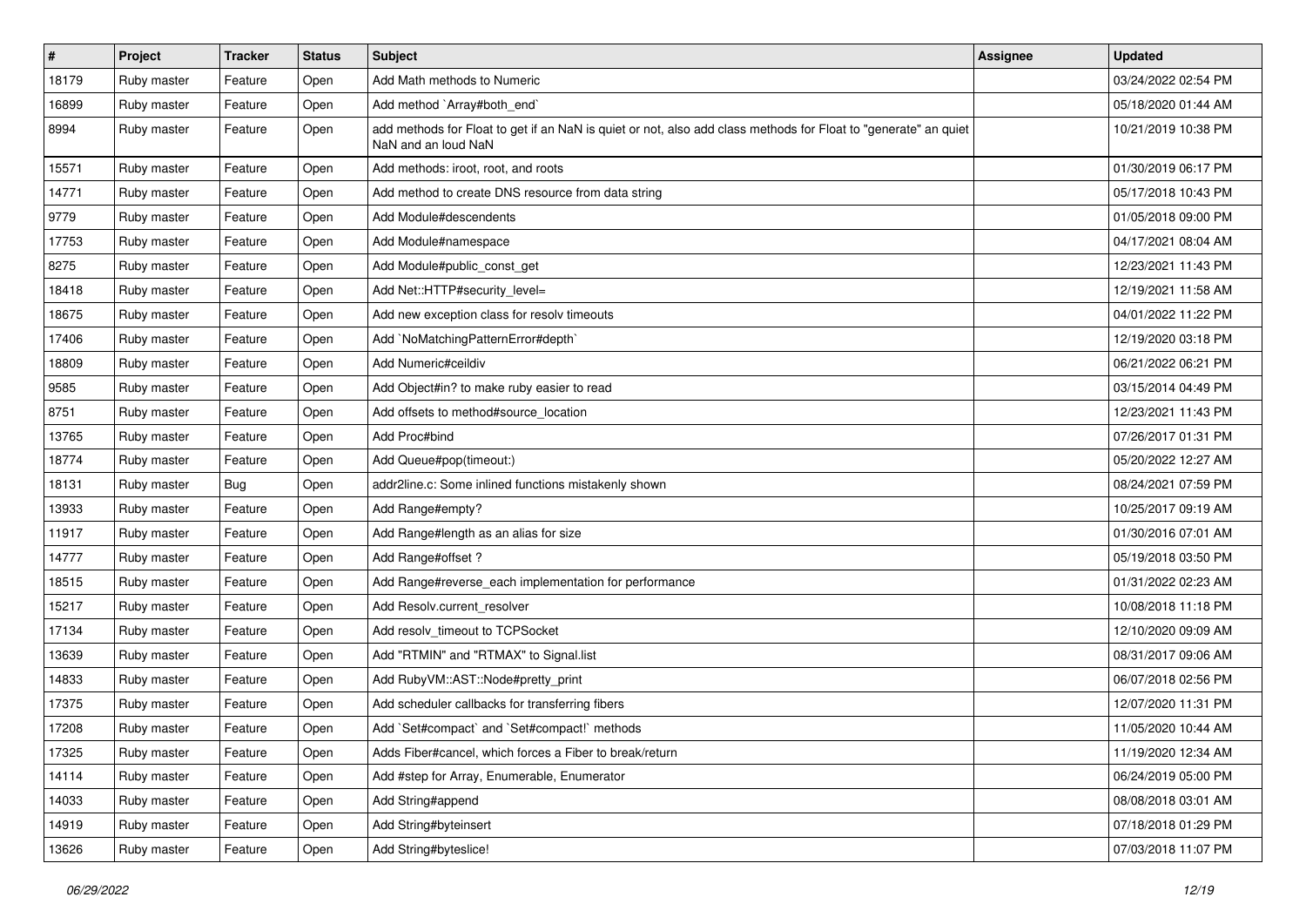| # | Project | Tracker | Status | Subject | Assignee | Updated |
|---|---|---|---|---|---|---|
| 18179 | Ruby master | Feature | Open | Add Math methods to Numeric | | 03/24/2022 02:54 PM |
| 16899 | Ruby master | Feature | Open | Add method `Array#both_end` | | 05/18/2020 01:44 AM |
| 8994 | Ruby master | Feature | Open | add methods for Float to get if an NaN is quiet or not, also add class methods for Float to "generate" an quiet NaN and an loud NaN | | 10/21/2019 10:38 PM |
| 15571 | Ruby master | Feature | Open | Add methods: iroot, root, and roots | | 01/30/2019 06:17 PM |
| 14771 | Ruby master | Feature | Open | Add method to create DNS resource from data string | | 05/17/2018 10:43 PM |
| 9779 | Ruby master | Feature | Open | Add Module#descendents | | 01/05/2018 09:00 PM |
| 17753 | Ruby master | Feature | Open | Add Module#namespace | | 04/17/2021 08:04 AM |
| 8275 | Ruby master | Feature | Open | Add Module#public_const_get | | 12/23/2021 11:43 PM |
| 18418 | Ruby master | Feature | Open | Add Net::HTTP#security_level= | | 12/19/2021 11:58 AM |
| 18675 | Ruby master | Feature | Open | Add new exception class for resolv timeouts | | 04/01/2022 11:22 PM |
| 17406 | Ruby master | Feature | Open | Add `NoMatchingPatternError#depth` | | 12/19/2020 03:18 PM |
| 18809 | Ruby master | Feature | Open | Add Numeric#ceildiv | | 06/21/2022 06:21 PM |
| 9585 | Ruby master | Feature | Open | Add Object#in? to make ruby easier to read | | 03/15/2014 04:49 PM |
| 8751 | Ruby master | Feature | Open | Add offsets to method#source_location | | 12/23/2021 11:43 PM |
| 13765 | Ruby master | Feature | Open | Add Proc#bind | | 07/26/2017 01:31 PM |
| 18774 | Ruby master | Feature | Open | Add Queue#pop(timeout:) | | 05/20/2022 12:27 AM |
| 18131 | Ruby master | Bug | Open | addr2line.c: Some inlined functions mistakenly shown | | 08/24/2021 07:59 PM |
| 13933 | Ruby master | Feature | Open | Add Range#empty? | | 10/25/2017 09:19 AM |
| 11917 | Ruby master | Feature | Open | Add Range#length as an alias for size | | 01/30/2016 07:01 AM |
| 14777 | Ruby master | Feature | Open | Add Range#offset ? | | 05/19/2018 03:50 PM |
| 18515 | Ruby master | Feature | Open | Add Range#reverse_each implementation for performance | | 01/31/2022 02:23 AM |
| 15217 | Ruby master | Feature | Open | Add Resolv.current_resolver | | 10/08/2018 11:18 PM |
| 17134 | Ruby master | Feature | Open | Add resolv_timeout to TCPSocket | | 12/10/2020 09:09 AM |
| 13639 | Ruby master | Feature | Open | Add "RTMIN" and "RTMAX" to Signal.list | | 08/31/2017 09:06 AM |
| 14833 | Ruby master | Feature | Open | Add RubyVM::AST::Node#pretty_print | | 06/07/2018 02:56 PM |
| 17375 | Ruby master | Feature | Open | Add scheduler callbacks for transferring fibers | | 12/07/2020 11:31 PM |
| 17208 | Ruby master | Feature | Open | Add `Set#compact` and `Set#compact!` methods | | 11/05/2020 10:44 AM |
| 17325 | Ruby master | Feature | Open | Adds Fiber#cancel, which forces a Fiber to break/return | | 11/19/2020 12:34 AM |
| 14114 | Ruby master | Feature | Open | Add #step for Array, Enumerable, Enumerator | | 06/24/2019 05:00 PM |
| 14033 | Ruby master | Feature | Open | Add String#append | | 08/08/2018 03:01 AM |
| 14919 | Ruby master | Feature | Open | Add String#byteinsert | | 07/18/2018 01:29 PM |
| 13626 | Ruby master | Feature | Open | Add String#byteslice! | | 07/03/2018 11:07 PM |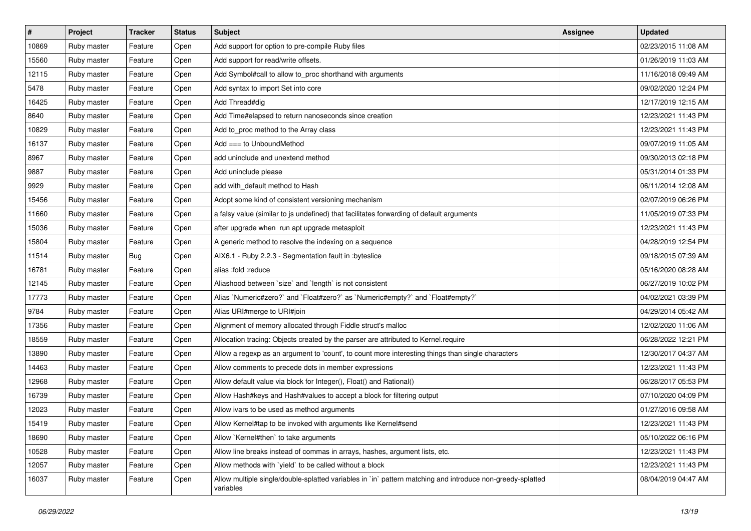| # | Project | Tracker | Status | Subject | Assignee | Updated |
|---|---|---|---|---|---|---|
| 10869 | Ruby master | Feature | Open | Add support for option to pre-compile Ruby files | | 02/23/2015 11:08 AM |
| 15560 | Ruby master | Feature | Open | Add support for read/write offsets. | | 01/26/2019 11:03 AM |
| 12115 | Ruby master | Feature | Open | Add Symbol#call to allow to_proc shorthand with arguments | | 11/16/2018 09:49 AM |
| 5478 | Ruby master | Feature | Open | Add syntax to import Set into core | | 09/02/2020 12:24 PM |
| 16425 | Ruby master | Feature | Open | Add Thread#dig | | 12/17/2019 12:15 AM |
| 8640 | Ruby master | Feature | Open | Add Time#elapsed to return nanoseconds since creation | | 12/23/2021 11:43 PM |
| 10829 | Ruby master | Feature | Open | Add to_proc method to the Array class | | 12/23/2021 11:43 PM |
| 16137 | Ruby master | Feature | Open | Add === to UnboundMethod | | 09/07/2019 11:05 AM |
| 8967 | Ruby master | Feature | Open | add uninclude and unextend method | | 09/30/2013 02:18 PM |
| 9887 | Ruby master | Feature | Open | Add uninclude please | | 05/31/2014 01:33 PM |
| 9929 | Ruby master | Feature | Open | add with_default method to Hash | | 06/11/2014 12:08 AM |
| 15456 | Ruby master | Feature | Open | Adopt some kind of consistent versioning mechanism | | 02/07/2019 06:26 PM |
| 11660 | Ruby master | Feature | Open | a falsy value (similar to js undefined) that facilitates forwarding of default arguments | | 11/05/2019 07:33 PM |
| 15036 | Ruby master | Feature | Open | after upgrade when run apt upgrade metasploit | | 12/23/2021 11:43 PM |
| 15804 | Ruby master | Feature | Open | A generic method to resolve the indexing on a sequence | | 04/28/2019 12:54 PM |
| 11514 | Ruby master | Bug | Open | AIX6.1 - Ruby 2.2.3 - Segmentation fault in :byteslice | | 09/18/2015 07:39 AM |
| 16781 | Ruby master | Feature | Open | alias :fold :reduce | | 05/16/2020 08:28 AM |
| 12145 | Ruby master | Feature | Open | Aliashood between `size` and `length` is not consistent | | 06/27/2019 10:02 PM |
| 17773 | Ruby master | Feature | Open | Alias `Numeric#zero?` and `Float#zero?` as `Numeric#empty?` and `Float#empty?` | | 04/02/2021 03:39 PM |
| 9784 | Ruby master | Feature | Open | Alias URI#merge to URI#join | | 04/29/2014 05:42 AM |
| 17356 | Ruby master | Feature | Open | Alignment of memory allocated through Fiddle struct's malloc | | 12/02/2020 11:06 AM |
| 18559 | Ruby master | Feature | Open | Allocation tracing: Objects created by the parser are attributed to Kernel.require | | 06/28/2022 12:21 PM |
| 13890 | Ruby master | Feature | Open | Allow a regexp as an argument to 'count', to count more interesting things than single characters | | 12/30/2017 04:37 AM |
| 14463 | Ruby master | Feature | Open | Allow comments to precede dots in member expressions | | 12/23/2021 11:43 PM |
| 12968 | Ruby master | Feature | Open | Allow default value via block for Integer(), Float() and Rational() | | 06/28/2017 05:53 PM |
| 16739 | Ruby master | Feature | Open | Allow Hash#keys and Hash#values to accept a block for filtering output | | 07/10/2020 04:09 PM |
| 12023 | Ruby master | Feature | Open | Allow ivars to be used as method arguments | | 01/27/2016 09:58 AM |
| 15419 | Ruby master | Feature | Open | Allow Kernel#tap to be invoked with arguments like Kernel#send | | 12/23/2021 11:43 PM |
| 18690 | Ruby master | Feature | Open | Allow `Kernel#then` to take arguments | | 05/10/2022 06:16 PM |
| 10528 | Ruby master | Feature | Open | Allow line breaks instead of commas in arrays, hashes, argument lists, etc. | | 12/23/2021 11:43 PM |
| 12057 | Ruby master | Feature | Open | Allow methods with `yield` to be called without a block | | 12/23/2021 11:43 PM |
| 16037 | Ruby master | Feature | Open | Allow multiple single/double-splatted variables in `in` pattern matching and introduce non-greedy-splatted variables | | 08/04/2019 04:47 AM |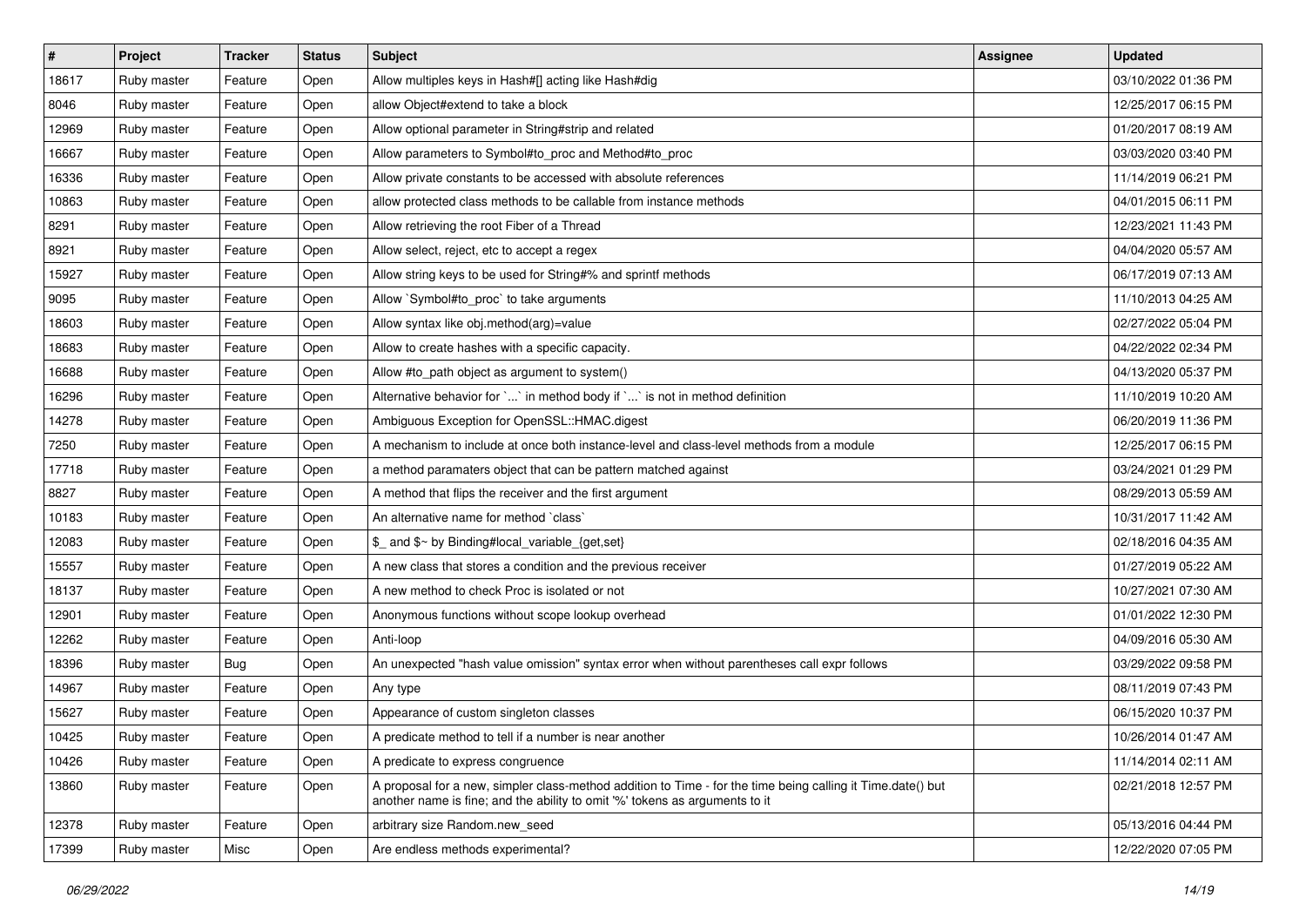| # | Project | Tracker | Status | Subject | Assignee | Updated |
| --- | --- | --- | --- | --- | --- | --- |
| 18617 | Ruby master | Feature | Open | Allow multiples keys in Hash#[] acting like Hash#dig | | 03/10/2022 01:36 PM |
| 8046 | Ruby master | Feature | Open | allow Object#extend to take a block | | 12/25/2017 06:15 PM |
| 12969 | Ruby master | Feature | Open | Allow optional parameter in String#strip and related | | 01/20/2017 08:19 AM |
| 16667 | Ruby master | Feature | Open | Allow parameters to Symbol#to_proc and Method#to_proc | | 03/03/2020 03:40 PM |
| 16336 | Ruby master | Feature | Open | Allow private constants to be accessed with absolute references | | 11/14/2019 06:21 PM |
| 10863 | Ruby master | Feature | Open | allow protected class methods to be callable from instance methods | | 04/01/2015 06:11 PM |
| 8291 | Ruby master | Feature | Open | Allow retrieving the root Fiber of a Thread | | 12/23/2021 11:43 PM |
| 8921 | Ruby master | Feature | Open | Allow select, reject, etc to accept a regex | | 04/04/2020 05:57 AM |
| 15927 | Ruby master | Feature | Open | Allow string keys to be used for String#% and sprintf methods | | 06/17/2019 07:13 AM |
| 9095 | Ruby master | Feature | Open | Allow `Symbol#to_proc` to take arguments | | 11/10/2013 04:25 AM |
| 18603 | Ruby master | Feature | Open | Allow syntax like obj.method(arg)=value | | 02/27/2022 05:04 PM |
| 18683 | Ruby master | Feature | Open | Allow to create hashes with a specific capacity. | | 04/22/2022 02:34 PM |
| 16688 | Ruby master | Feature | Open | Allow #to_path object as argument to system() | | 04/13/2020 05:37 PM |
| 16296 | Ruby master | Feature | Open | Alternative behavior for `...` in method body if `...` is not in method definition | | 11/10/2019 10:20 AM |
| 14278 | Ruby master | Feature | Open | Ambiguous Exception for OpenSSL::HMAC.digest | | 06/20/2019 11:36 PM |
| 7250 | Ruby master | Feature | Open | A mechanism to include at once both instance-level and class-level methods from a module | | 12/25/2017 06:15 PM |
| 17718 | Ruby master | Feature | Open | a method paramaters object that can be pattern matched against | | 03/24/2021 01:29 PM |
| 8827 | Ruby master | Feature | Open | A method that flips the receiver and the first argument | | 08/29/2013 05:59 AM |
| 10183 | Ruby master | Feature | Open | An alternative name for method `class` | | 10/31/2017 11:42 AM |
| 12083 | Ruby master | Feature | Open | $_ and $~ by Binding#local_variable_{get,set} | | 02/18/2016 04:35 AM |
| 15557 | Ruby master | Feature | Open | A new class that stores a condition and the previous receiver | | 01/27/2019 05:22 AM |
| 18137 | Ruby master | Feature | Open | A new method to check Proc is isolated or not | | 10/27/2021 07:30 AM |
| 12901 | Ruby master | Feature | Open | Anonymous functions without scope lookup overhead | | 01/01/2022 12:30 PM |
| 12262 | Ruby master | Feature | Open | Anti-loop | | 04/09/2016 05:30 AM |
| 18396 | Ruby master | Bug | Open | An unexpected "hash value omission" syntax error when without parentheses call expr follows | | 03/29/2022 09:58 PM |
| 14967 | Ruby master | Feature | Open | Any type | | 08/11/2019 07:43 PM |
| 15627 | Ruby master | Feature | Open | Appearance of custom singleton classes | | 06/15/2020 10:37 PM |
| 10425 | Ruby master | Feature | Open | A predicate method to tell if a number is near another | | 10/26/2014 01:47 AM |
| 10426 | Ruby master | Feature | Open | A predicate to express congruence | | 11/14/2014 02:11 AM |
| 13860 | Ruby master | Feature | Open | A proposal for a new, simpler class-method addition to Time - for the time being calling it Time.date() but another name is fine; and the ability to omit '%' tokens as arguments to it | | 02/21/2018 12:57 PM |
| 12378 | Ruby master | Feature | Open | arbitrary size Random.new_seed | | 05/13/2016 04:44 PM |
| 17399 | Ruby master | Misc | Open | Are endless methods experimental? | | 12/22/2020 07:05 PM |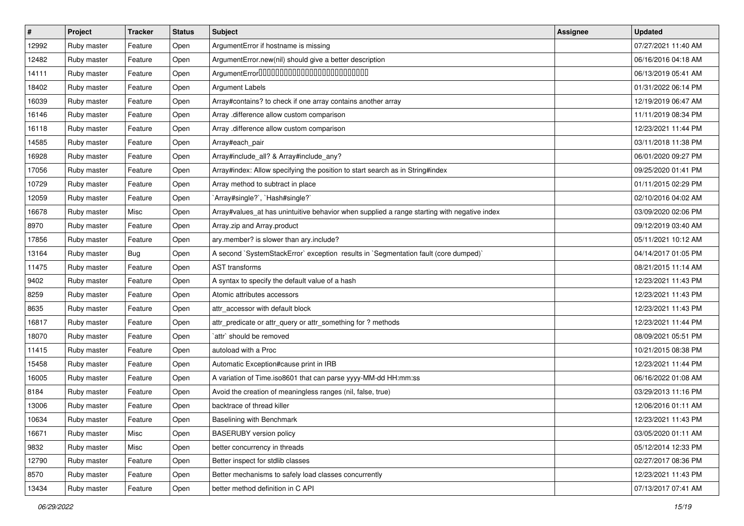| # | Project | Tracker | Status | Subject | Assignee | Updated |
|---|---|---|---|---|---|---|
| 12992 | Ruby master | Feature | Open | ArgumentError if hostname is missing | | 07/27/2021 11:40 AM |
| 12482 | Ruby master | Feature | Open | ArgumentError.new(nil) should give a better description | | 06/16/2016 04:18 AM |
| 14111 | Ruby master | Feature | Open | ArgumentError□□□□□□□□□□□□□□□□□□□□□□□□□□□□ | | 06/13/2019 05:41 AM |
| 18402 | Ruby master | Feature | Open | Argument Labels | | 01/31/2022 06:14 PM |
| 16039 | Ruby master | Feature | Open | Array#contains? to check if one array contains another array | | 12/19/2019 06:47 AM |
| 16146 | Ruby master | Feature | Open | Array .difference allow custom comparison | | 11/11/2019 08:34 PM |
| 16118 | Ruby master | Feature | Open | Array .difference allow custom comparison | | 12/23/2021 11:44 PM |
| 14585 | Ruby master | Feature | Open | Array#each_pair | | 03/11/2018 11:38 PM |
| 16928 | Ruby master | Feature | Open | Array#include_all? & Array#include_any? | | 06/01/2020 09:27 PM |
| 17056 | Ruby master | Feature | Open | Array#index: Allow specifying the position to start search as in String#index | | 09/25/2020 01:41 PM |
| 10729 | Ruby master | Feature | Open | Array method to subtract in place | | 01/11/2015 02:29 PM |
| 12059 | Ruby master | Feature | Open | `Array#single?`, `Hash#single?` | | 02/10/2016 04:02 AM |
| 16678 | Ruby master | Misc | Open | Array#values_at has unintuitive behavior when supplied a range starting with negative index | | 03/09/2020 02:06 PM |
| 8970 | Ruby master | Feature | Open | Array.zip and Array.product | | 09/12/2019 03:40 AM |
| 17856 | Ruby master | Feature | Open | ary.member? is slower than ary.include? | | 05/11/2021 10:12 AM |
| 13164 | Ruby master | Bug | Open | A second `SystemStackError` exception results in `Segmentation fault (core dumped)` | | 04/14/2017 01:05 PM |
| 11475 | Ruby master | Feature | Open | AST transforms | | 08/21/2015 11:14 AM |
| 9402 | Ruby master | Feature | Open | A syntax to specify the default value of a hash | | 12/23/2021 11:43 PM |
| 8259 | Ruby master | Feature | Open | Atomic attributes accessors | | 12/23/2021 11:43 PM |
| 8635 | Ruby master | Feature | Open | attr_accessor with default block | | 12/23/2021 11:43 PM |
| 16817 | Ruby master | Feature | Open | attr_predicate or attr_query or attr_something for ? methods | | 12/23/2021 11:44 PM |
| 18070 | Ruby master | Feature | Open | `attr` should be removed | | 08/09/2021 05:51 PM |
| 11415 | Ruby master | Feature | Open | autoload with a Proc | | 10/21/2015 08:38 PM |
| 15458 | Ruby master | Feature | Open | Automatic Exception#cause print in IRB | | 12/23/2021 11:44 PM |
| 16005 | Ruby master | Feature | Open | A variation of Time.iso8601 that can parse yyyy-MM-dd HH:mm:ss | | 06/16/2022 01:08 AM |
| 8184 | Ruby master | Feature | Open | Avoid the creation of meaningless ranges (nil, false, true) | | 03/29/2013 11:16 PM |
| 13006 | Ruby master | Feature | Open | backtrace of thread killer | | 12/06/2016 01:11 AM |
| 10634 | Ruby master | Feature | Open | Baselining with Benchmark | | 12/23/2021 11:43 PM |
| 16671 | Ruby master | Misc | Open | BASERUBY version policy | | 03/05/2020 01:11 AM |
| 9832 | Ruby master | Misc | Open | better concurrency in threads | | 05/12/2014 12:33 PM |
| 12790 | Ruby master | Feature | Open | Better inspect for stdlib classes | | 02/27/2017 08:36 PM |
| 8570 | Ruby master | Feature | Open | Better mechanisms to safely load classes concurrently | | 12/23/2021 11:43 PM |
| 13434 | Ruby master | Feature | Open | better method definition in C API | | 07/13/2017 07:41 AM |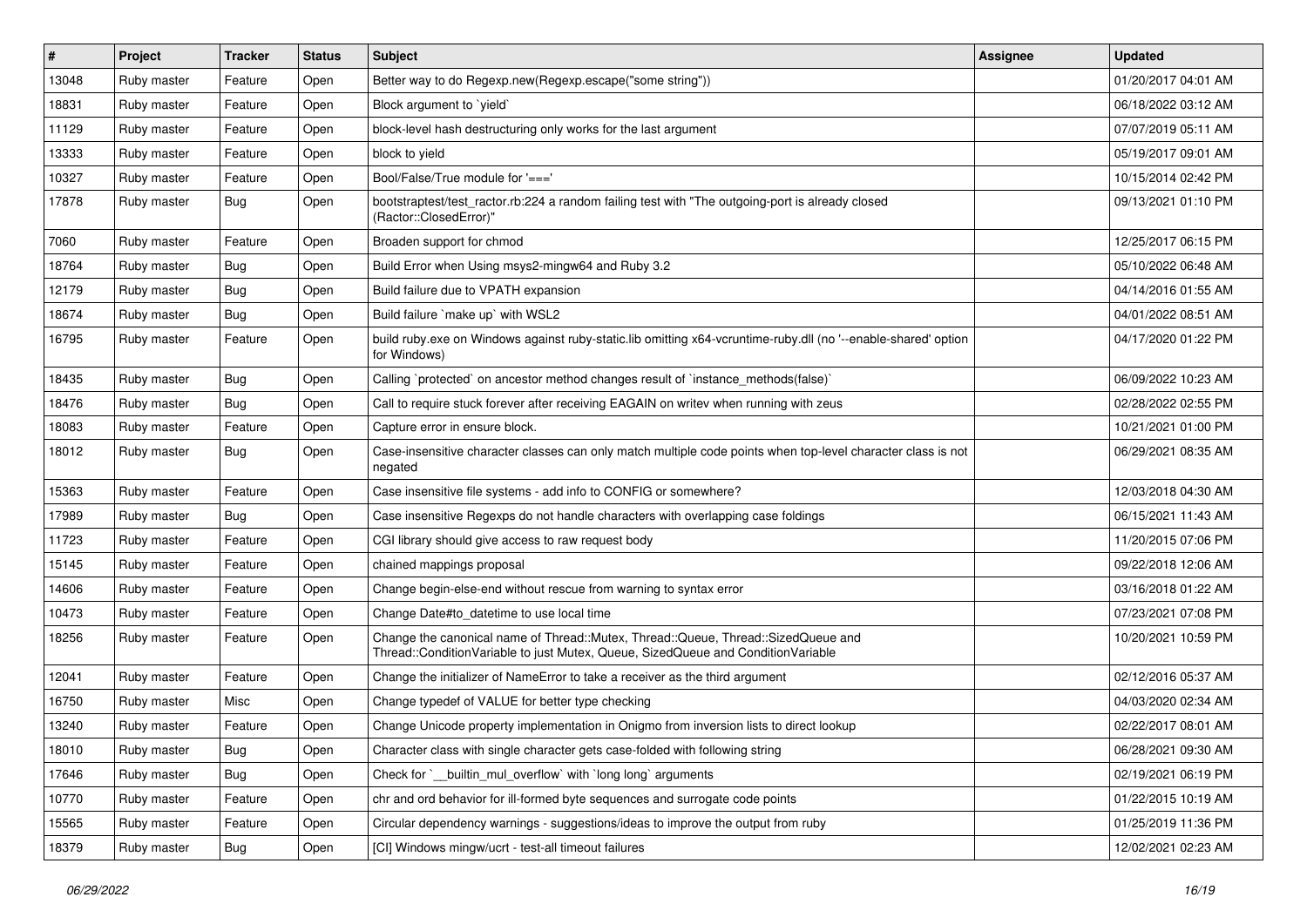| # | Project | Tracker | Status | Subject | Assignee | Updated |
|---|---|---|---|---|---|---|
| 13048 | Ruby master | Feature | Open | Better way to do Regexp.new(Regexp.escape("some string")) | | 01/20/2017 04:01 AM |
| 18831 | Ruby master | Feature | Open | Block argument to `yield` | | 06/18/2022 03:12 AM |
| 11129 | Ruby master | Feature | Open | block-level hash destructuring only works for the last argument | | 07/07/2019 05:11 AM |
| 13333 | Ruby master | Feature | Open | block to yield | | 05/19/2017 09:01 AM |
| 10327 | Ruby master | Feature | Open | Bool/False/True module for '===' | | 10/15/2014 02:42 PM |
| 17878 | Ruby master | Bug | Open | bootstraptest/test_ractor.rb:224 a random failing test with "The outgoing-port is already closed (Ractor::ClosedError)" | | 09/13/2021 01:10 PM |
| 7060 | Ruby master | Feature | Open | Broaden support for chmod | | 12/25/2017 06:15 PM |
| 18764 | Ruby master | Bug | Open | Build Error when Using msys2-mingw64 and Ruby 3.2 | | 05/10/2022 06:48 AM |
| 12179 | Ruby master | Bug | Open | Build failure due to VPATH expansion | | 04/14/2016 01:55 AM |
| 18674 | Ruby master | Bug | Open | Build failure `make up` with WSL2 | | 04/01/2022 08:51 AM |
| 16795 | Ruby master | Feature | Open | build ruby.exe on Windows against ruby-static.lib omitting x64-vcruntime-ruby.dll (no '--enable-shared' option for Windows) | | 04/17/2020 01:22 PM |
| 18435 | Ruby master | Bug | Open | Calling `protected` on ancestor method changes result of `instance_methods(false)` | | 06/09/2022 10:23 AM |
| 18476 | Ruby master | Bug | Open | Call to require stuck forever after receiving EAGAIN on writev when running with zeus | | 02/28/2022 02:55 PM |
| 18083 | Ruby master | Feature | Open | Capture error in ensure block. | | 10/21/2021 01:00 PM |
| 18012 | Ruby master | Bug | Open | Case-insensitive character classes can only match multiple code points when top-level character class is not negated | | 06/29/2021 08:35 AM |
| 15363 | Ruby master | Feature | Open | Case insensitive file systems - add info to CONFIG or somewhere? | | 12/03/2018 04:30 AM |
| 17989 | Ruby master | Bug | Open | Case insensitive Regexps do not handle characters with overlapping case foldings | | 06/15/2021 11:43 AM |
| 11723 | Ruby master | Feature | Open | CGI library should give access to raw request body | | 11/20/2015 07:06 PM |
| 15145 | Ruby master | Feature | Open | chained mappings proposal | | 09/22/2018 12:06 AM |
| 14606 | Ruby master | Feature | Open | Change begin-else-end without rescue from warning to syntax error | | 03/16/2018 01:22 AM |
| 10473 | Ruby master | Feature | Open | Change Date#to_datetime to use local time | | 07/23/2021 07:08 PM |
| 18256 | Ruby master | Feature | Open | Change the canonical name of Thread::Mutex, Thread::Queue, Thread::SizedQueue and Thread::ConditionVariable to just Mutex, Queue, SizedQueue and ConditionVariable | | 10/20/2021 10:59 PM |
| 12041 | Ruby master | Feature | Open | Change the initializer of NameError to take a receiver as the third argument | | 02/12/2016 05:37 AM |
| 16750 | Ruby master | Misc | Open | Change typedef of VALUE for better type checking | | 04/03/2020 02:34 AM |
| 13240 | Ruby master | Feature | Open | Change Unicode property implementation in Onigmo from inversion lists to direct lookup | | 02/22/2017 08:01 AM |
| 18010 | Ruby master | Bug | Open | Character class with single character gets case-folded with following string | | 06/28/2021 09:30 AM |
| 17646 | Ruby master | Bug | Open | Check for `__builtin_mul_overflow` with `long long` arguments | | 02/19/2021 06:19 PM |
| 10770 | Ruby master | Feature | Open | chr and ord behavior for ill-formed byte sequences and surrogate code points | | 01/22/2015 10:19 AM |
| 15565 | Ruby master | Feature | Open | Circular dependency warnings - suggestions/ideas to improve the output from ruby | | 01/25/2019 11:36 PM |
| 18379 | Ruby master | Bug | Open | [CI] Windows mingw/ucrt - test-all timeout failures | | 12/02/2021 02:23 AM |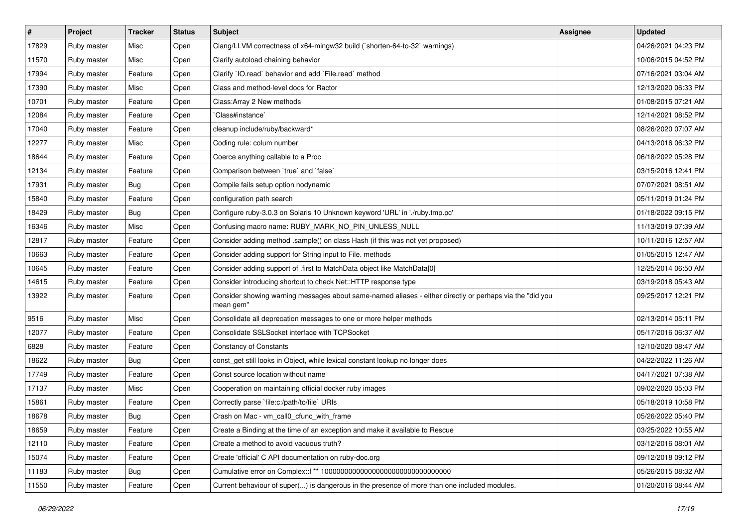| # | Project | Tracker | Status | Subject | Assignee | Updated |
|---|---|---|---|---|---|---|
| 17829 | Ruby master | Misc | Open | Clang/LLVM correctness of x64-mingw32 build (`shorten-64-to-32` warnings) | | 04/26/2021 04:23 PM |
| 11570 | Ruby master | Misc | Open | Clarify autoload chaining behavior | | 10/06/2015 04:52 PM |
| 17994 | Ruby master | Feature | Open | Clarify `IO.read` behavior and add `File.read` method | | 07/16/2021 03:04 AM |
| 17390 | Ruby master | Misc | Open | Class and method-level docs for Ractor | | 12/13/2020 06:33 PM |
| 10701 | Ruby master | Feature | Open | Class:Array 2 New methods | | 01/08/2015 07:21 AM |
| 12084 | Ruby master | Feature | Open | `Class#instance` | | 12/14/2021 08:52 PM |
| 17040 | Ruby master | Feature | Open | cleanup include/ruby/backward* | | 08/26/2020 07:07 AM |
| 12277 | Ruby master | Misc | Open | Coding rule: colum number | | 04/13/2016 06:32 PM |
| 18644 | Ruby master | Feature | Open | Coerce anything callable to a Proc | | 06/18/2022 05:28 PM |
| 12134 | Ruby master | Feature | Open | Comparison between `true` and `false` | | 03/15/2016 12:41 PM |
| 17931 | Ruby master | Bug | Open | Compile fails setup option nodynamic | | 07/07/2021 08:51 AM |
| 15840 | Ruby master | Feature | Open | configuration path search | | 05/11/2019 01:24 PM |
| 18429 | Ruby master | Bug | Open | Configure ruby-3.0.3 on Solaris 10 Unknown keyword 'URL' in './ruby.tmp.pc' | | 01/18/2022 09:15 PM |
| 16346 | Ruby master | Misc | Open | Confusing macro name: RUBY_MARK_NO_PIN_UNLESS_NULL | | 11/13/2019 07:39 AM |
| 12817 | Ruby master | Feature | Open | Consider adding method .sample() on class Hash (if this was not yet proposed) | | 10/11/2016 12:57 AM |
| 10663 | Ruby master | Feature | Open | Consider adding support for String input to File. methods | | 01/05/2015 12:47 AM |
| 10645 | Ruby master | Feature | Open | Consider adding support of .first to MatchData object like MatchData[0] | | 12/25/2014 06:50 AM |
| 14615 | Ruby master | Feature | Open | Consider introducing shortcut to check Net::HTTP response type | | 03/19/2018 05:43 AM |
| 13922 | Ruby master | Feature | Open | Consider showing warning messages about same-named aliases - either directly or perhaps via the "did you mean gem" | | 09/25/2017 12:21 PM |
| 9516 | Ruby master | Misc | Open | Consolidate all deprecation messages to one or more helper methods | | 02/13/2014 05:11 PM |
| 12077 | Ruby master | Feature | Open | Consolidate SSLSocket interface with TCPSocket | | 05/17/2016 06:37 AM |
| 6828 | Ruby master | Feature | Open | Constancy of Constants | | 12/10/2020 08:47 AM |
| 18622 | Ruby master | Bug | Open | const_get still looks in Object, while lexical constant lookup no longer does | | 04/22/2022 11:26 AM |
| 17749 | Ruby master | Feature | Open | Const source location without name | | 04/17/2021 07:38 AM |
| 17137 | Ruby master | Misc | Open | Cooperation on maintaining official docker ruby images | | 09/02/2020 05:03 PM |
| 15861 | Ruby master | Feature | Open | Correctly parse `file:c:/path/to/file` URIs | | 05/18/2019 10:58 PM |
| 18678 | Ruby master | Bug | Open | Crash on Mac - vm_call0_cfunc_with_frame | | 05/26/2022 05:40 PM |
| 18659 | Ruby master | Feature | Open | Create a Binding at the time of an exception and make it available to Rescue | | 03/25/2022 10:55 AM |
| 12110 | Ruby master | Feature | Open | Create a method to avoid vacuous truth? | | 03/12/2016 08:01 AM |
| 15074 | Ruby master | Feature | Open | Create 'official' C API documentation on ruby-doc.org | | 09/12/2018 09:12 PM |
| 11183 | Ruby master | Bug | Open | Cumulative error on Complex::I ** 100000000000000000000000000000000 | | 05/26/2015 08:32 AM |
| 11550 | Ruby master | Feature | Open | Current behaviour of super(...) is dangerous in the presence of more than one included modules. | | 01/20/2016 08:44 AM |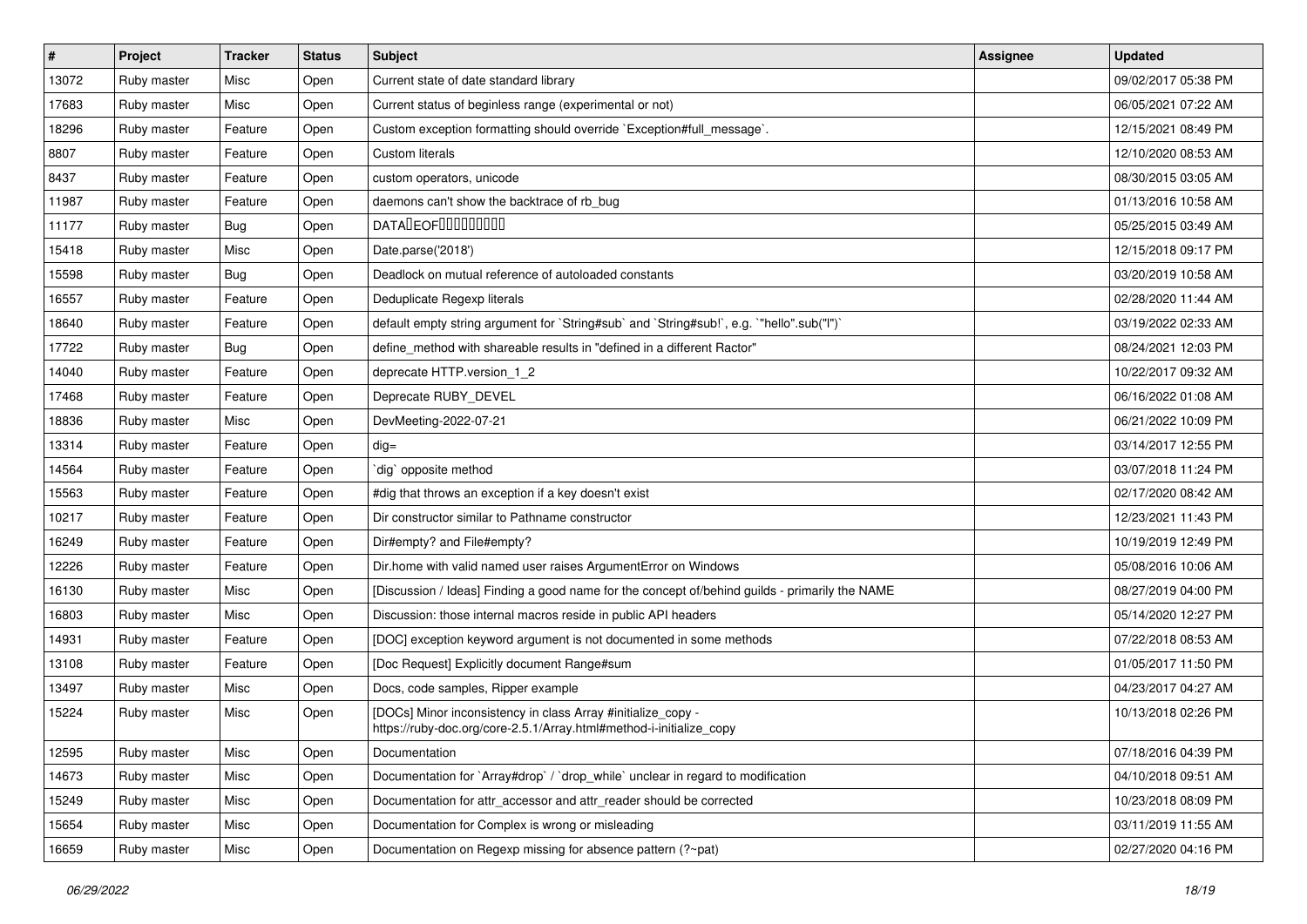| # | Project | Tracker | Status | Subject | Assignee | Updated |
|---|---|---|---|---|---|---|
| 13072 | Ruby master | Misc | Open | Current state of date standard library | | 09/02/2017 05:38 PM |
| 17683 | Ruby master | Misc | Open | Current status of beginless range (experimental or not) | | 06/05/2021 07:22 AM |
| 18296 | Ruby master | Feature | Open | Custom exception formatting should override `Exception#full_message`. | | 12/15/2021 08:49 PM |
| 8807 | Ruby master | Feature | Open | Custom literals | | 12/10/2020 08:53 AM |
| 8437 | Ruby master | Feature | Open | custom operators, unicode | | 08/30/2015 03:05 AM |
| 11987 | Ruby master | Feature | Open | daemons can't show the backtrace of rb_bug | | 01/13/2016 10:58 AM |
| 11177 | Ruby master | Bug | Open | DATA�EOF���������� | | 05/25/2015 03:49 AM |
| 15418 | Ruby master | Misc | Open | Date.parse('2018') | | 12/15/2018 09:17 PM |
| 15598 | Ruby master | Bug | Open | Deadlock on mutual reference of autoloaded constants | | 03/20/2019 10:58 AM |
| 16557 | Ruby master | Feature | Open | Deduplicate Regexp literals | | 02/28/2020 11:44 AM |
| 18640 | Ruby master | Feature | Open | default empty string argument for `String#sub` and `String#sub!`, e.g. `"hello".sub("l")` | | 03/19/2022 02:33 AM |
| 17722 | Ruby master | Bug | Open | define_method with shareable results in "defined in a different Ractor" | | 08/24/2021 12:03 PM |
| 14040 | Ruby master | Feature | Open | deprecate HTTP.version_1_2 | | 10/22/2017 09:32 AM |
| 17468 | Ruby master | Feature | Open | Deprecate RUBY_DEVEL | | 06/16/2022 01:08 AM |
| 18836 | Ruby master | Misc | Open | DevMeeting-2022-07-21 | | 06/21/2022 10:09 PM |
| 13314 | Ruby master | Feature | Open | dig= | | 03/14/2017 12:55 PM |
| 14564 | Ruby master | Feature | Open | `dig` opposite method | | 03/07/2018 11:24 PM |
| 15563 | Ruby master | Feature | Open | #dig that throws an exception if a key doesn't exist | | 02/17/2020 08:42 AM |
| 10217 | Ruby master | Feature | Open | Dir constructor similar to Pathname constructor | | 12/23/2021 11:43 PM |
| 16249 | Ruby master | Feature | Open | Dir#empty? and File#empty? | | 10/19/2019 12:49 PM |
| 12226 | Ruby master | Feature | Open | Dir.home with valid named user raises ArgumentError on Windows | | 05/08/2016 10:06 AM |
| 16130 | Ruby master | Misc | Open | [Discussion / Ideas] Finding a good name for the concept of/behind guilds - primarily the NAME | | 08/27/2019 04:00 PM |
| 16803 | Ruby master | Misc | Open | Discussion: those internal macros reside in public API headers | | 05/14/2020 12:27 PM |
| 14931 | Ruby master | Feature | Open | [DOC] exception keyword argument is not documented in some methods | | 07/22/2018 08:53 AM |
| 13108 | Ruby master | Feature | Open | [Doc Request] Explicitly document Range#sum | | 01/05/2017 11:50 PM |
| 13497 | Ruby master | Misc | Open | Docs, code samples, Ripper example | | 04/23/2017 04:27 AM |
| 15224 | Ruby master | Misc | Open | [DOCs] Minor inconsistency in class Array #initialize_copy - https://ruby-doc.org/core-2.5.1/Array.html#method-i-initialize_copy | | 10/13/2018 02:26 PM |
| 12595 | Ruby master | Misc | Open | Documentation | | 07/18/2016 04:39 PM |
| 14673 | Ruby master | Misc | Open | Documentation for `Array#drop` / `drop_while` unclear in regard to modification | | 04/10/2018 09:51 AM |
| 15249 | Ruby master | Misc | Open | Documentation for attr_accessor and attr_reader should be corrected | | 10/23/2018 08:09 PM |
| 15654 | Ruby master | Misc | Open | Documentation for Complex is wrong or misleading | | 03/11/2019 11:55 AM |
| 16659 | Ruby master | Misc | Open | Documentation on Regexp missing for absence pattern (?~pat) | | 02/27/2020 04:16 PM |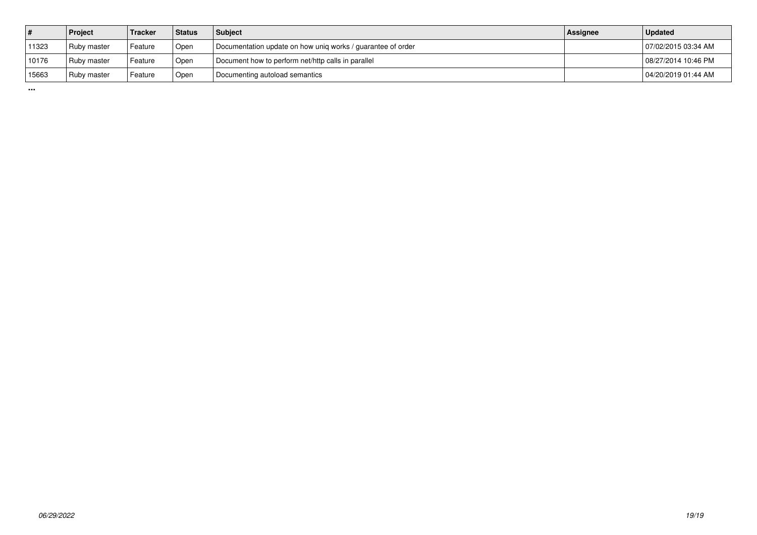| # | Project | Tracker | Status | Subject | Assignee | Updated |
|---|---|---|---|---|---|---|
| 11323 | Ruby master | Feature | Open | Documentation update on how uniq works / guarantee of order | | 07/02/2015 03:34 AM |
| 10176 | Ruby master | Feature | Open | Document how to perform net/http calls in parallel | | 08/27/2014 10:46 PM |
| 15663 | Ruby master | Feature | Open | Documenting autoload semantics | | 04/20/2019 01:44 AM |

...